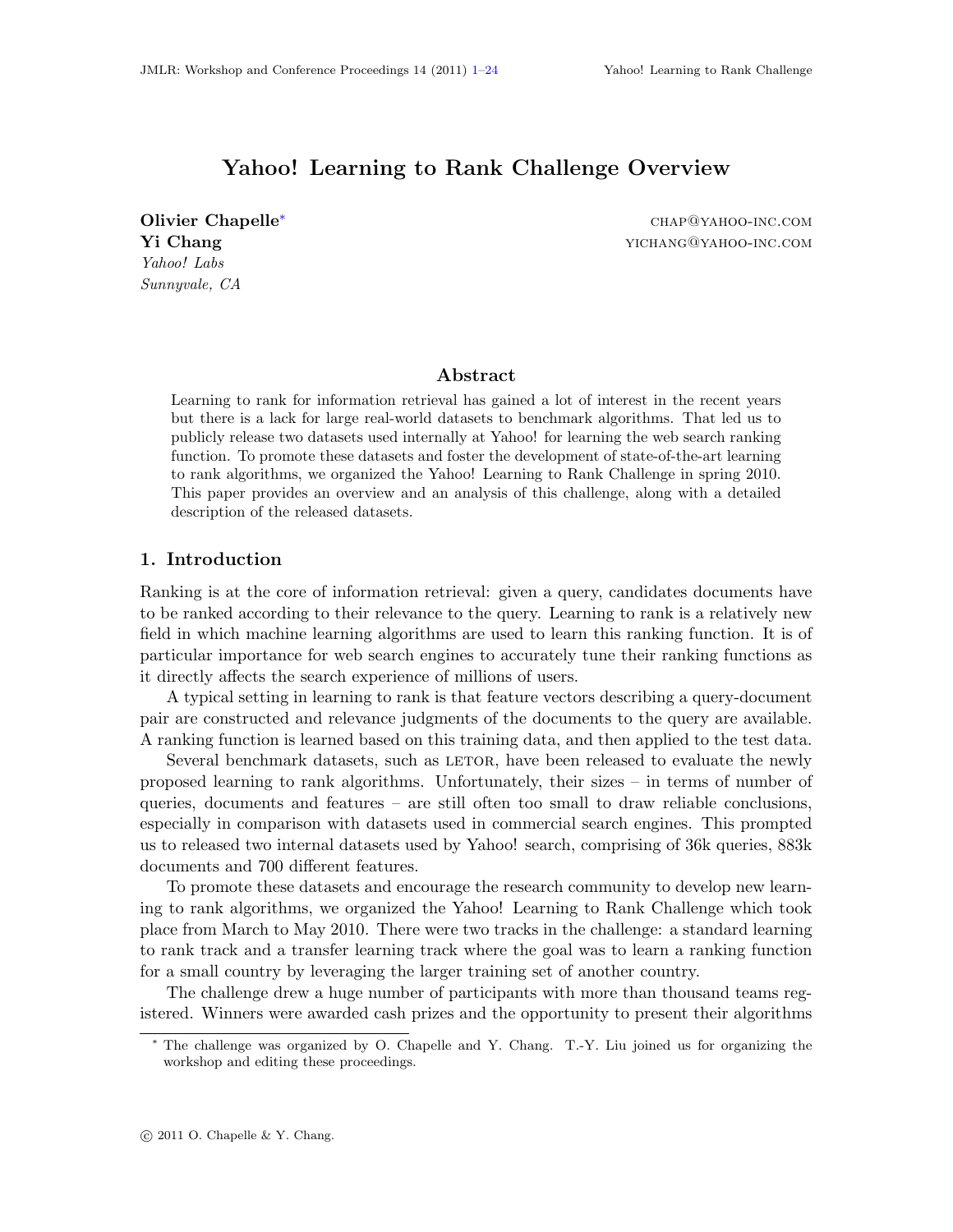# Yahoo! Learning to Rank Challenge Overview

**Olivier Chapelle**[*] CHAP@YAHOO-INC.COM
**Yi Chang** YICHANG@YAHOO-INC.COM
*Yahoo! Labs*
*Sunnyvale, CA*

## Abstract

Learning to rank for information retrieval has gained a lot of interest in the recent years but there is a lack for large real-world datasets to benchmark algorithms. That led us to publicly release two datasets used internally at Yahoo! for learning the web search ranking function. To promote these datasets and foster the development of state-of-the-art learning to rank algorithms, we organized the Yahoo! Learning to Rank Challenge in spring 2010. This paper provides an overview and an analysis of this challenge, along with a detailed description of the released datasets.

## 1. Introduction

Ranking is at the core of information retrieval: given a query, candidates documents have to be ranked according to their relevance to the query. Learning to rank is a relatively new field in which machine learning algorithms are used to learn this ranking function. It is of particular importance for web search engines to accurately tune their ranking functions as it directly affects the search experience of millions of users.

A typical setting in learning to rank is that feature vectors describing a query-document pair are constructed and relevance judgments of the documents to the query are available. A ranking function is learned based on this training data, and then applied to the test data.

Several benchmark datasets, such as LETOR, have been released to evaluate the newly proposed learning to rank algorithms. Unfortunately, their sizes – in terms of number of queries, documents and features – are still often too small to draw reliable conclusions, especially in comparison with datasets used in commercial search engines. This prompted us to released two internal datasets used by Yahoo! search, comprising of 36k queries, 883k documents and 700 different features.

To promote these datasets and encourage the research community to develop new learning to rank algorithms, we organized the Yahoo! Learning to Rank Challenge which took place from March to May 2010. There were two tracks in the challenge: a standard learning to rank track and a transfer learning track where the goal was to learn a ranking function for a small country by leveraging the larger training set of another country.

The challenge drew a huge number of participants with more than thousand teams registered. Winners were awarded cash prizes and the opportunity to present their algorithms

[*] The challenge was organized by O. Chapelle and Y. Chang. T.-Y. Liu joined us for organizing the workshop and editing these proceedings.

© 2011 O. Chapelle & Y. Chang.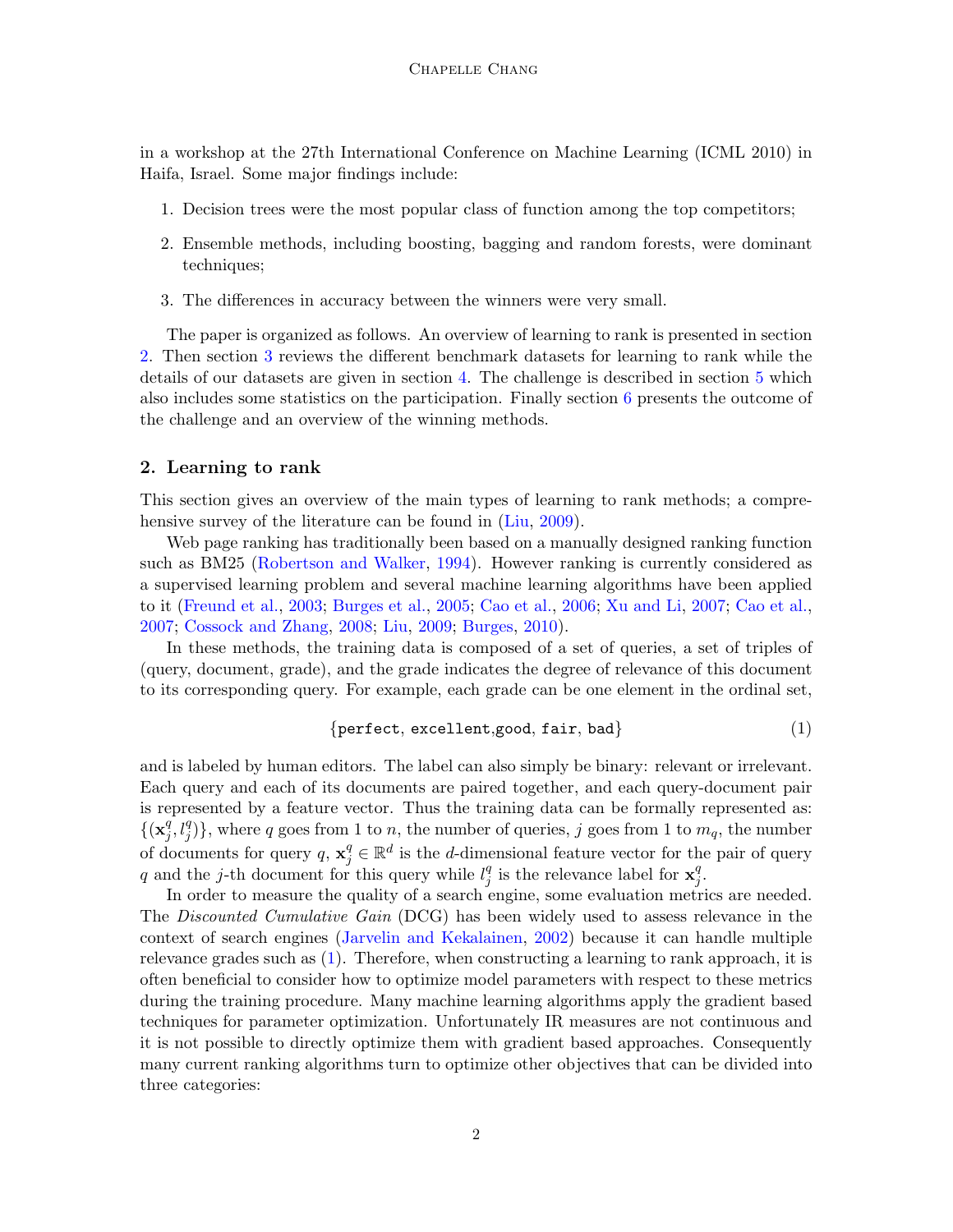in a workshop at the 27th International Conference on Machine Learning (ICML 2010) in Haifa, Israel. Some major findings include:

1. Decision trees were the most popular class of function among the top competitors;
2. Ensemble methods, including boosting, bagging and random forests, were dominant techniques;
3. The differences in accuracy between the winners were very small.

The paper is organized as follows. An overview of learning to rank is presented in section 2. Then section 3 reviews the different benchmark datasets for learning to rank while the details of our datasets are given in section 4. The challenge is described in section 5 which also includes some statistics on the participation. Finally section 6 presents the outcome of the challenge and an overview of the winning methods.

## 2. Learning to rank

This section gives an overview of the main types of learning to rank methods; a comprehensive survey of the literature can be found in (Liu, 2009).

Web page ranking has traditionally been based on a manually designed ranking function such as BM25 (Robertson and Walker, 1994). However ranking is currently considered as a supervised learning problem and several machine learning algorithms have been applied to it (Freund et al., 2003; Burges et al., 2005; Cao et al., 2006; Xu and Li, 2007; Cao et al., 2007; Cossock and Zhang, 2008; Liu, 2009; Burges, 2010).

In these methods, the training data is composed of a set of queries, a set of triples of (query, document, grade), and the grade indicates the degree of relevance of this document to its corresponding query. For example, each grade can be one element in the ordinal set,

$$\{\texttt{perfect}, \texttt{excellent}, \texttt{good}, \texttt{fair}, \texttt{bad}\} \tag{1}$$

and is labeled by human editors. The label can also simply be binary: relevant or irrelevant. Each query and each of its documents are paired together, and each query-document pair is represented by a feature vector. Thus the training data can be formally represented as: $\{(\mathbf{x}_j^q, l_j^q)\}$, where $q$ goes from 1 to $n$, the number of queries, $j$ goes from 1 to $m_q$, the number of documents for query $q$, $\mathbf{x}_j^q \in \mathbb{R}^d$ is the $d$-dimensional feature vector for the pair of query $q$ and the $j$-th document for this query while $l_j^q$ is the relevance label for $\mathbf{x}_j^q$.

In order to measure the quality of a search engine, some evaluation metrics are needed. The *Discounted Cumulative Gain* (DCG) has been widely used to assess relevance in the context of search engines (Jarvelin and Kekalainen, 2002) because it can handle multiple relevance grades such as (1). Therefore, when constructing a learning to rank approach, it is often beneficial to consider how to optimize model parameters with respect to these metrics during the training procedure. Many machine learning algorithms apply the gradient based techniques for parameter optimization. Unfortunately IR measures are not continuous and it is not possible to directly optimize them with gradient based approaches. Consequently many current ranking algorithms turn to optimize other objectives that can be divided into three categories: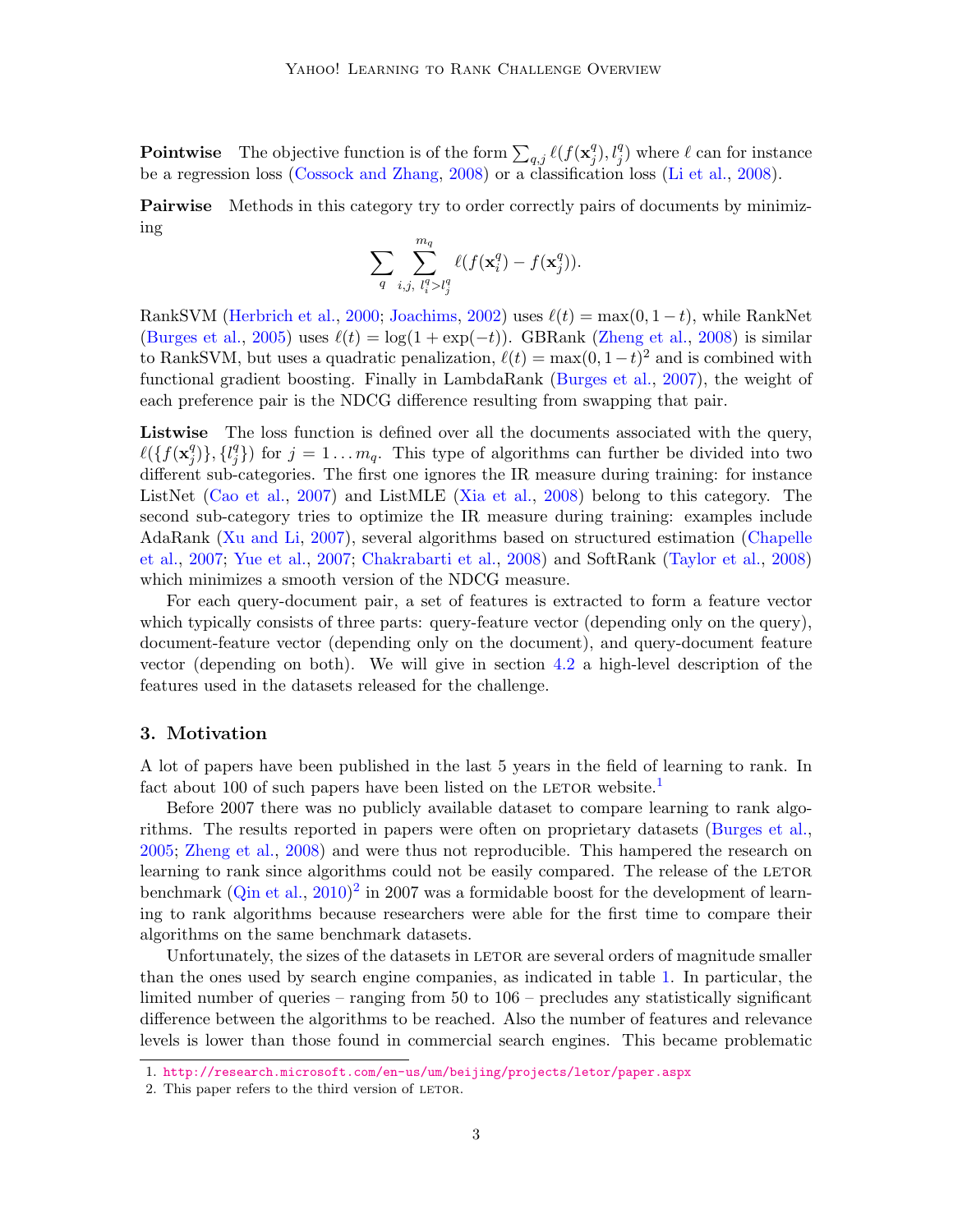**Pointwise** The objective function is of the form $\sum_{q,j} \ell(f(\mathbf{x}_j^q), l_j^q)$ where $\ell$ can for instance be a regression loss (Cossock and Zhang, 2008) or a classification loss (Li et al., 2008).

**Pairwise** Methods in this category try to order correctly pairs of documents by minimizing

$$\sum_q \sum_{i,j,\ l_i^q > l_j^q}^{m_q} \ell(f(\mathbf{x}_i^q) - f(\mathbf{x}_j^q)).$$

RankSVM (Herbrich et al., 2000; Joachims, 2002) uses $\ell(t) = \max(0, 1-t)$, while RankNet (Burges et al., 2005) uses $\ell(t) = \log(1 + \exp(-t))$. GBRank (Zheng et al., 2008) is similar to RankSVM, but uses a quadratic penalization, $\ell(t) = \max(0, 1-t)^2$ and is combined with functional gradient boosting. Finally in LambdaRank (Burges et al., 2007), the weight of each preference pair is the NDCG difference resulting from swapping that pair.

**Listwise** The loss function is defined over all the documents associated with the query, $\ell(\{f(\mathbf{x}_j^q)\}, \{l_j^q\})$ for $j = 1 \dots m_q$. This type of algorithms can further be divided into two different sub-categories. The first one ignores the IR measure during training: for instance ListNet (Cao et al., 2007) and ListMLE (Xia et al., 2008) belong to this category. The second sub-category tries to optimize the IR measure during training: examples include AdaRank (Xu and Li, 2007), several algorithms based on structured estimation (Chapelle et al., 2007; Yue et al., 2007; Chakrabarti et al., 2008) and SoftRank (Taylor et al., 2008) which minimizes a smooth version of the NDCG measure.

For each query-document pair, a set of features is extracted to form a feature vector which typically consists of three parts: query-feature vector (depending only on the query), document-feature vector (depending only on the document), and query-document feature vector (depending on both). We will give in section 4.2 a high-level description of the features used in the datasets released for the challenge.

## 3. Motivation

A lot of papers have been published in the last 5 years in the field of learning to rank. In fact about 100 of such papers have been listed on the LETOR website.[1]

Before 2007 there was no publicly available dataset to compare learning to rank algorithms. The results reported in papers were often on proprietary datasets (Burges et al., 2005; Zheng et al., 2008) and were thus not reproducible. This hampered the research on learning to rank since algorithms could not be easily compared. The release of the LETOR benchmark (Qin et al., 2010)[2] in 2007 was a formidable boost for the development of learning to rank algorithms because researchers were able for the first time to compare their algorithms on the same benchmark datasets.

Unfortunately, the sizes of the datasets in LETOR are several orders of magnitude smaller than the ones used by search engine companies, as indicated in table 1. In particular, the limited number of queries – ranging from 50 to 106 – precludes any statistically significant difference between the algorithms to be reached. Also the number of features and relevance levels is lower than those found in commercial search engines. This became problematic

1. http://research.microsoft.com/en-us/um/beijing/projects/letor/paper.aspx
2. This paper refers to the third version of LETOR.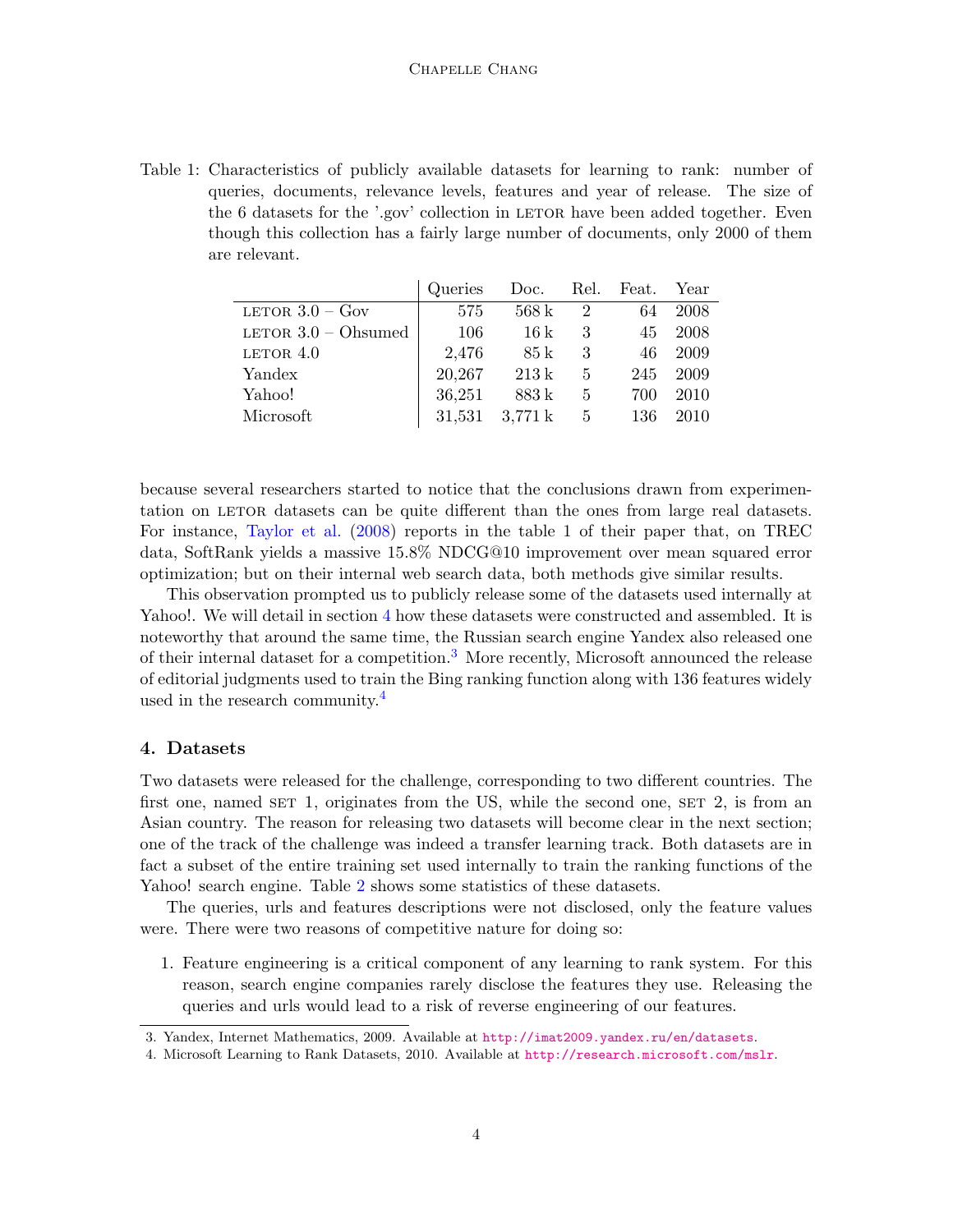Table 1: Characteristics of publicly available datasets for learning to rank: number of queries, documents, relevance levels, features and year of release. The size of the 6 datasets for the '.gov' collection in LETOR have been added together. Even though this collection has a fairly large number of documents, only 2000 of them are relevant.

| | Queries | Doc. | Rel. | Feat. | Year |
|---|---|---|---|---|---|
| LETOR 3.0 – Gov | 575 | 568 k | 2 | 64 | 2008 |
| LETOR 3.0 – Ohsumed | 106 | 16 k | 3 | 45 | 2008 |
| LETOR 4.0 | 2,476 | 85 k | 3 | 46 | 2009 |
| Yandex | 20,267 | 213 k | 5 | 245 | 2009 |
| Yahoo! | 36,251 | 883 k | 5 | 700 | 2010 |
| Microsoft | 31,531 | 3,771 k | 5 | 136 | 2010 |

because several researchers started to notice that the conclusions drawn from experimentation on LETOR datasets can be quite different than the ones from large real datasets. For instance, Taylor et al. (2008) reports in the table 1 of their paper that, on TREC data, SoftRank yields a massive 15.8% NDCG@10 improvement over mean squared error optimization; but on their internal web search data, both methods give similar results.

This observation prompted us to publicly release some of the datasets used internally at Yahoo!. We will detail in section 4 how these datasets were constructed and assembled. It is noteworthy that around the same time, the Russian search engine Yandex also released one of their internal dataset for a competition.[3] More recently, Microsoft announced the release of editorial judgments used to train the Bing ranking function along with 136 features widely used in the research community.[4]

## 4. Datasets

Two datasets were released for the challenge, corresponding to two different countries. The first one, named SET 1, originates from the US, while the second one, SET 2, is from an Asian country. The reason for releasing two datasets will become clear in the next section; one of the track of the challenge was indeed a transfer learning track. Both datasets are in fact a subset of the entire training set used internally to train the ranking functions of the Yahoo! search engine. Table 2 shows some statistics of these datasets.

The queries, urls and features descriptions were not disclosed, only the feature values were. There were two reasons of competitive nature for doing so:

1. Feature engineering is a critical component of any learning to rank system. For this reason, search engine companies rarely disclose the features they use. Releasing the queries and urls would lead to a risk of reverse engineering of our features.

3. Yandex, Internet Mathematics, 2009. Available at http://imat2009.yandex.ru/en/datasets.
4. Microsoft Learning to Rank Datasets, 2010. Available at http://research.microsoft.com/mslr.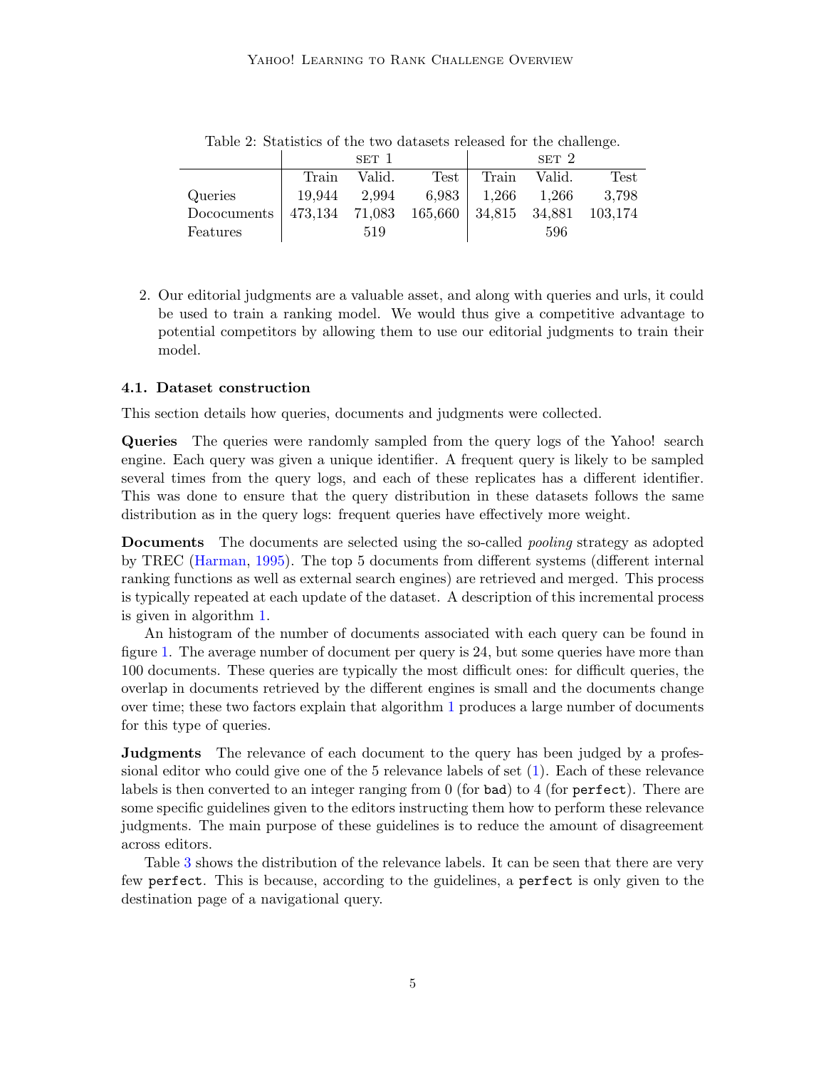Table 2: Statistics of the two datasets released for the challenge.

| | SET 1 | | | SET 2 | | |
|---|---|---|---|---|---|---|
| | Train | Valid. | Test | Train | Valid. | Test |
| Queries | 19,944 | 2,994 | 6,983 | 1,266 | 1,266 | 3,798 |
| Dococuments | 473,134 | 71,083 | 165,660 | 34,815 | 34,881 | 103,174 |
| Features | | 519 | | | 596 | |

2. Our editorial judgments are a valuable asset, and along with queries and urls, it could be used to train a ranking model. We would thus give a competitive advantage to potential competitors by allowing them to use our editorial judgments to train their model.

### 4.1. Dataset construction

This section details how queries, documents and judgments were collected.

**Queries** The queries were randomly sampled from the query logs of the Yahoo! search engine. Each query was given a unique identifier. A frequent query is likely to be sampled several times from the query logs, and each of these replicates has a different identifier. This was done to ensure that the query distribution in these datasets follows the same distribution as in the query logs: frequent queries have effectively more weight.

**Documents** The documents are selected using the so-called *pooling* strategy as adopted by TREC (Harman, 1995). The top 5 documents from different systems (different internal ranking functions as well as external search engines) are retrieved and merged. This process is typically repeated at each update of the dataset. A description of this incremental process is given in algorithm 1.

An histogram of the number of documents associated with each query can be found in figure 1. The average number of document per query is 24, but some queries have more than 100 documents. These queries are typically the most difficult ones: for difficult queries, the overlap in documents retrieved by the different engines is small and the documents change over time; these two factors explain that algorithm 1 produces a large number of documents for this type of queries.

**Judgments** The relevance of each document to the query has been judged by a professional editor who could give one of the 5 relevance labels of set (1). Each of these relevance labels is then converted to an integer ranging from 0 (for `bad`) to 4 (for `perfect`). There are some specific guidelines given to the editors instructing them how to perform these relevance judgments. The main purpose of these guidelines is to reduce the amount of disagreement across editors.

Table 3 shows the distribution of the relevance labels. It can be seen that there are very few `perfect`. This is because, according to the guidelines, a `perfect` is only given to the destination page of a navigational query.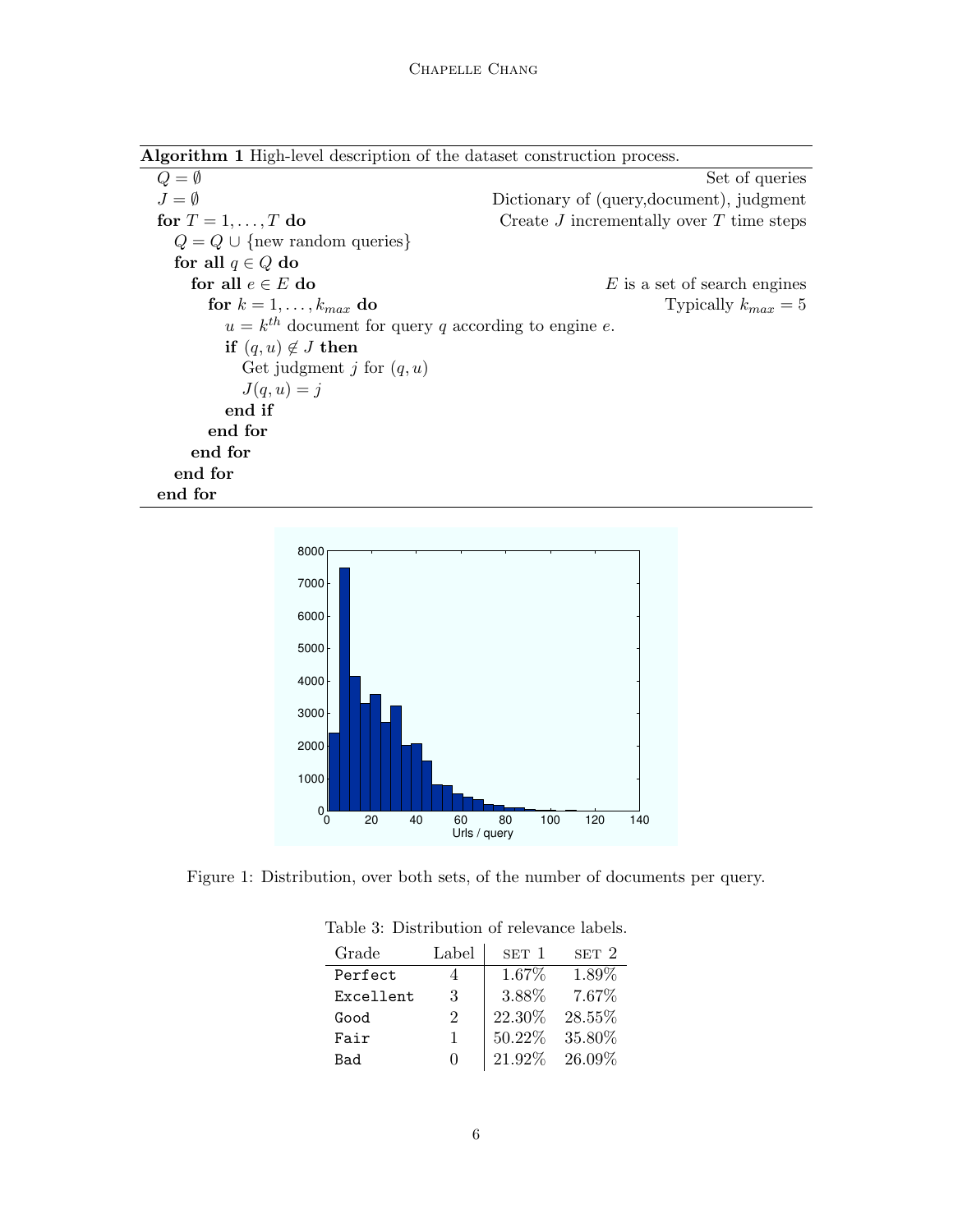**Algorithm 1** High-level description of the dataset construction process.

```
Q = ∅                                                  Set of queries
J = ∅                               Dictionary of (query,document), judgment
for T = 1, ..., T do                  Create J incrementally over T time steps
  Q = Q ∪ {new random queries}
  for all q ∈ Q do
    for all e ∈ E do                            E is a set of search engines
      for k = 1, ..., k_max do                           Typically k_max = 5
        u = k^th document for query q according to engine e.
        if (q, u) ∉ J then
          Get judgment j for (q, u)
          J(q, u) = j
        end if
      end for
    end for
  end for
end for
```

Figure 1: Distribution, over both sets, of the number of documents per query.

Table 3: Distribution of relevance labels.

| Grade | Label | SET 1 | SET 2 |
|---|---|---|---|
| `Perfect` | 4 | 1.67% | 1.89% |
| `Excellent` | 3 | 3.88% | 7.67% |
| `Good` | 2 | 22.30% | 28.55% |
| `Fair` | 1 | 50.22% | 35.80% |
| `Bad` | 0 | 21.92% | 26.09% |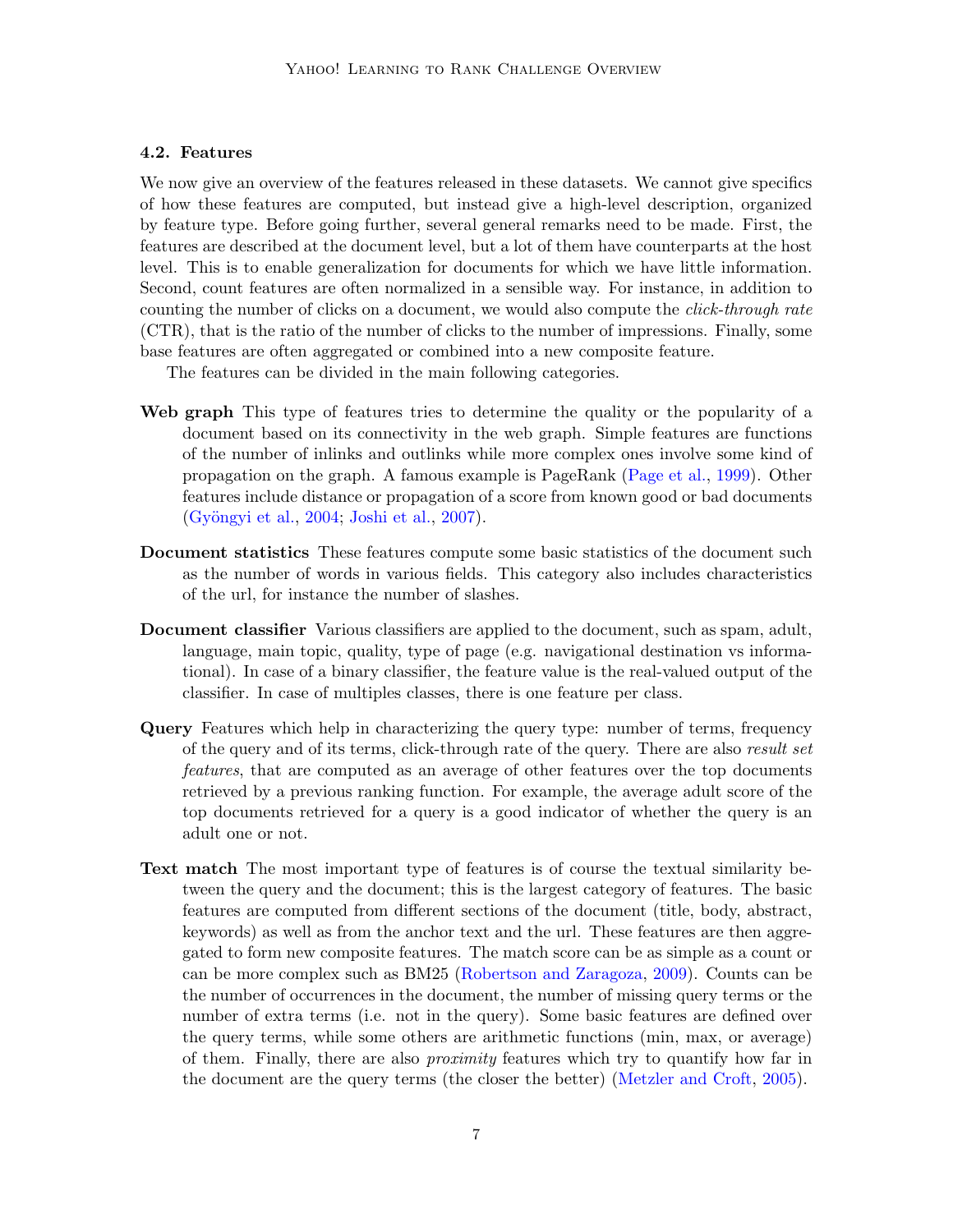### 4.2. Features

We now give an overview of the features released in these datasets. We cannot give specifics of how these features are computed, but instead give a high-level description, organized by feature type. Before going further, several general remarks need to be made. First, the features are described at the document level, but a lot of them have counterparts at the host level. This is to enable generalization for documents for which we have little information. Second, count features are often normalized in a sensible way. For instance, in addition to counting the number of clicks on a document, we would also compute the *click-through rate* (CTR), that is the ratio of the number of clicks to the number of impressions. Finally, some base features are often aggregated or combined into a new composite feature.

The features can be divided in the main following categories.

**Web graph** This type of features tries to determine the quality or the popularity of a document based on its connectivity in the web graph. Simple features are functions of the number of inlinks and outlinks while more complex ones involve some kind of propagation on the graph. A famous example is PageRank (Page et al., 1999). Other features include distance or propagation of a score from known good or bad documents (Gyöngyi et al., 2004; Joshi et al., 2007).

**Document statistics** These features compute some basic statistics of the document such as the number of words in various fields. This category also includes characteristics of the url, for instance the number of slashes.

**Document classifier** Various classifiers are applied to the document, such as spam, adult, language, main topic, quality, type of page (e.g. navigational destination vs informational). In case of a binary classifier, the feature value is the real-valued output of the classifier. In case of multiples classes, there is one feature per class.

**Query** Features which help in characterizing the query type: number of terms, frequency of the query and of its terms, click-through rate of the query. There are also *result set features*, that are computed as an average of other features over the top documents retrieved by a previous ranking function. For example, the average adult score of the top documents retrieved for a query is a good indicator of whether the query is an adult one or not.

**Text match** The most important type of features is of course the textual similarity between the query and the document; this is the largest category of features. The basic features are computed from different sections of the document (title, body, abstract, keywords) as well as from the anchor text and the url. These features are then aggregated to form new composite features. The match score can be as simple as a count or can be more complex such as BM25 (Robertson and Zaragoza, 2009). Counts can be the number of occurrences in the document, the number of missing query terms or the number of extra terms (i.e. not in the query). Some basic features are defined over the query terms, while some others are arithmetic functions (min, max, or average) of them. Finally, there are also *proximity* features which try to quantify how far in the document are the query terms (the closer the better) (Metzler and Croft, 2005).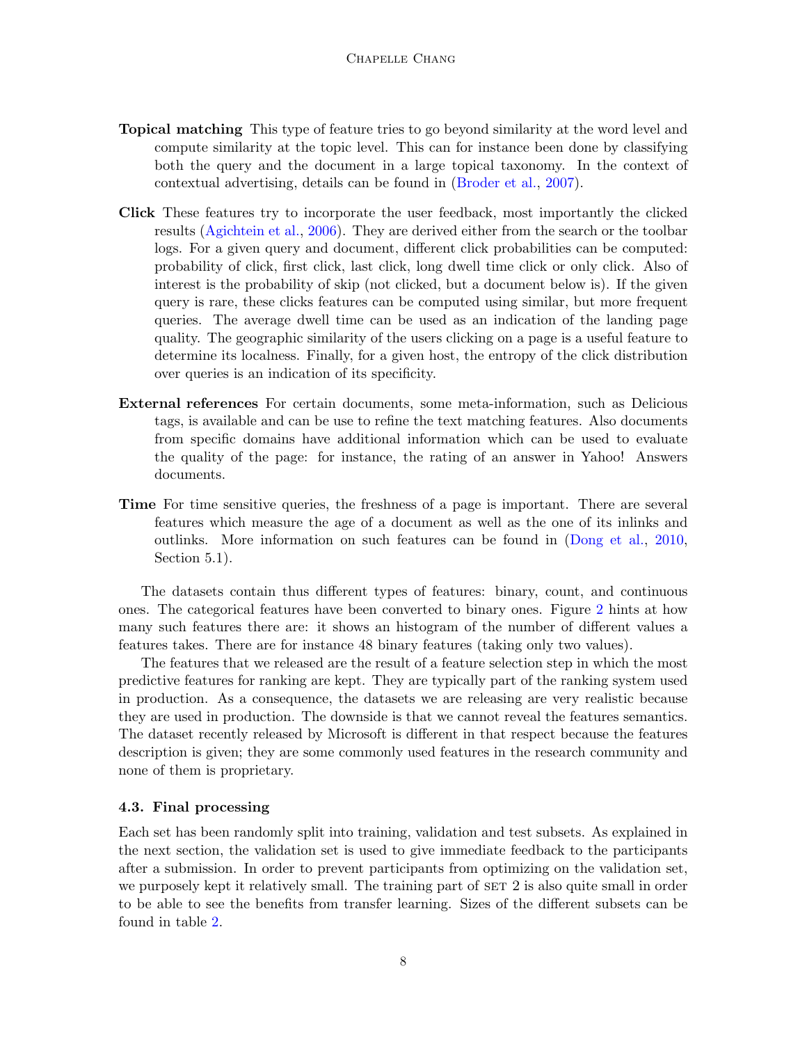**Topical matching** This type of feature tries to go beyond similarity at the word level and compute similarity at the topic level. This can for instance been done by classifying both the query and the document in a large topical taxonomy. In the context of contextual advertising, details can be found in (Broder et al., 2007).

**Click** These features try to incorporate the user feedback, most importantly the clicked results (Agichtein et al., 2006). They are derived either from the search or the toolbar logs. For a given query and document, different click probabilities can be computed: probability of click, first click, last click, long dwell time click or only click. Also of interest is the probability of skip (not clicked, but a document below is). If the given query is rare, these clicks features can be computed using similar, but more frequent queries. The average dwell time can be used as an indication of the landing page quality. The geographic similarity of the users clicking on a page is a useful feature to determine its localness. Finally, for a given host, the entropy of the click distribution over queries is an indication of its specificity.

**External references** For certain documents, some meta-information, such as Delicious tags, is available and can be use to refine the text matching features. Also documents from specific domains have additional information which can be used to evaluate the quality of the page: for instance, the rating of an answer in Yahoo! Answers documents.

**Time** For time sensitive queries, the freshness of a page is important. There are several features which measure the age of a document as well as the one of its inlinks and outlinks. More information on such features can be found in (Dong et al., 2010, Section 5.1).

The datasets contain thus different types of features: binary, count, and continuous ones. The categorical features have been converted to binary ones. Figure 2 hints at how many such features there are: it shows an histogram of the number of different values a features takes. There are for instance 48 binary features (taking only two values).

The features that we released are the result of a feature selection step in which the most predictive features for ranking are kept. They are typically part of the ranking system used in production. As a consequence, the datasets we are releasing are very realistic because they are used in production. The downside is that we cannot reveal the features semantics. The dataset recently released by Microsoft is different in that respect because the features description is given; they are some commonly used features in the research community and none of them is proprietary.

### 4.3. Final processing

Each set has been randomly split into training, validation and test subsets. As explained in the next section, the validation set is used to give immediate feedback to the participants after a submission. In order to prevent participants from optimizing on the validation set, we purposely kept it relatively small. The training part of SET 2 is also quite small in order to be able to see the benefits from transfer learning. Sizes of the different subsets can be found in table 2.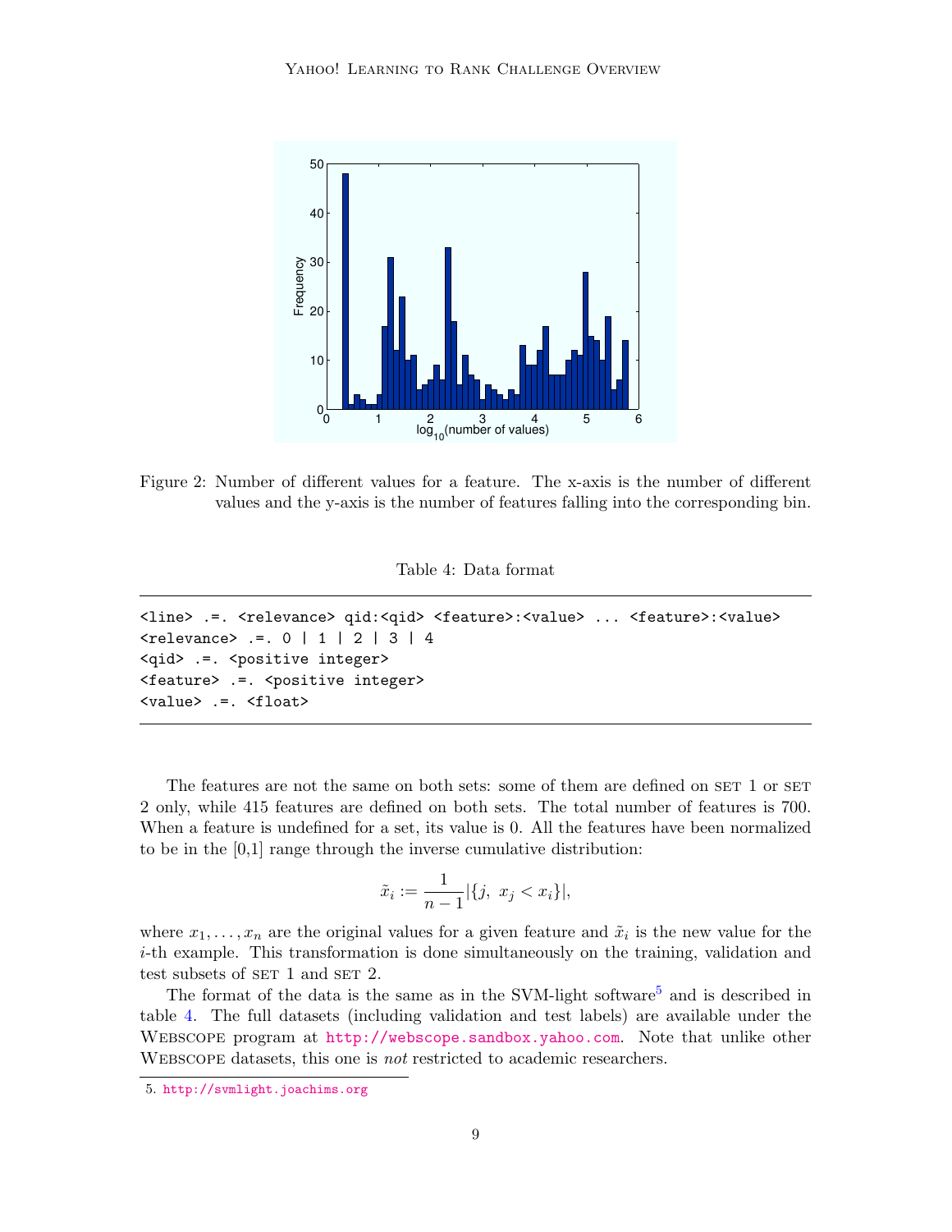Figure 2: Number of different values for a feature. The x-axis is the number of different values and the y-axis is the number of features falling into the corresponding bin.

Table 4: Data format

```
<line> .=. <relevance> qid:<qid> <feature>:<value> ... <feature>:<value>
<relevance> .=. 0 | 1 | 2 | 3 | 4
<qid> .=. <positive integer>
<feature> .=. <positive integer>
<value> .=. <float>
```

The features are not the same on both sets: some of them are defined on SET 1 or SET 2 only, while 415 features are defined on both sets. The total number of features is 700. When a feature is undefined for a set, its value is 0. All the features have been normalized to be in the [0,1] range through the inverse cumulative distribution:

$$\tilde{x}_i := \frac{1}{n-1}|\{j,\ x_j < x_i\}|,$$

where $x_1, \ldots, x_n$ are the original values for a given feature and $\tilde{x}_i$ is the new value for the $i$-th example. This transformation is done simultaneously on the training, validation and test subsets of SET 1 and SET 2.

The format of the data is the same as in the SVM-light software[5] and is described in table 4. The full datasets (including validation and test labels) are available under the WEBSCOPE program at http://webscope.sandbox.yahoo.com. Note that unlike other WEBSCOPE datasets, this one is *not* restricted to academic researchers.

5. http://svmlight.joachims.org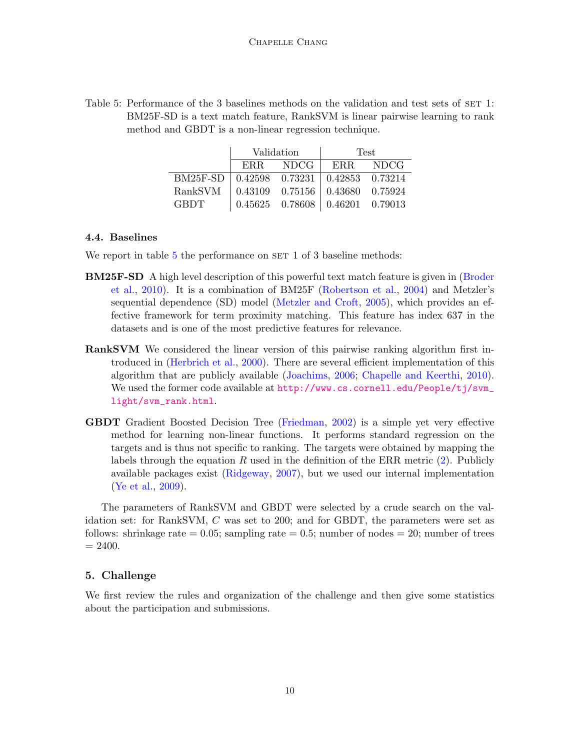Table 5: Performance of the 3 baselines methods on the validation and test sets of SET 1: BM25F-SD is a text match feature, RankSVM is linear pairwise learning to rank method and GBDT is a non-linear regression technique.

| | Validation | | Test | |
|---|---|---|---|---|
| | ERR | NDCG | ERR | NDCG |
| BM25F-SD | 0.42598 | 0.73231 | 0.42853 | 0.73214 |
| RankSVM | 0.43109 | 0.75156 | 0.43680 | 0.75924 |
| GBDT | 0.45625 | 0.78608 | 0.46201 | 0.79013 |

### 4.4. Baselines

We report in table 5 the performance on SET 1 of 3 baseline methods:

**BM25F-SD** A high level description of this powerful text match feature is given in (Broder et al., 2010). It is a combination of BM25F (Robertson et al., 2004) and Metzler's sequential dependence (SD) model (Metzler and Croft, 2005), which provides an effective framework for term proximity matching. This feature has index 637 in the datasets and is one of the most predictive features for relevance.

**RankSVM** We considered the linear version of this pairwise ranking algorithm first introduced in (Herbrich et al., 2000). There are several efficient implementation of this algorithm that are publicly available (Joachims, 2006; Chapelle and Keerthi, 2010). We used the former code available at http://www.cs.cornell.edu/People/tj/svm_light/svm_rank.html.

**GBDT** Gradient Boosted Decision Tree (Friedman, 2002) is a simple yet very effective method for learning non-linear functions. It performs standard regression on the targets and is thus not specific to ranking. The targets were obtained by mapping the labels through the equation $R$ used in the definition of the ERR metric (2). Publicly available packages exist (Ridgeway, 2007), but we used our internal implementation (Ye et al., 2009).

The parameters of RankSVM and GBDT were selected by a crude search on the validation set: for RankSVM, $C$ was set to 200; and for GBDT, the parameters were set as follows: shrinkage rate = 0.05; sampling rate = 0.5; number of nodes = 20; number of trees = 2400.

## 5. Challenge

We first review the rules and organization of the challenge and then give some statistics about the participation and submissions.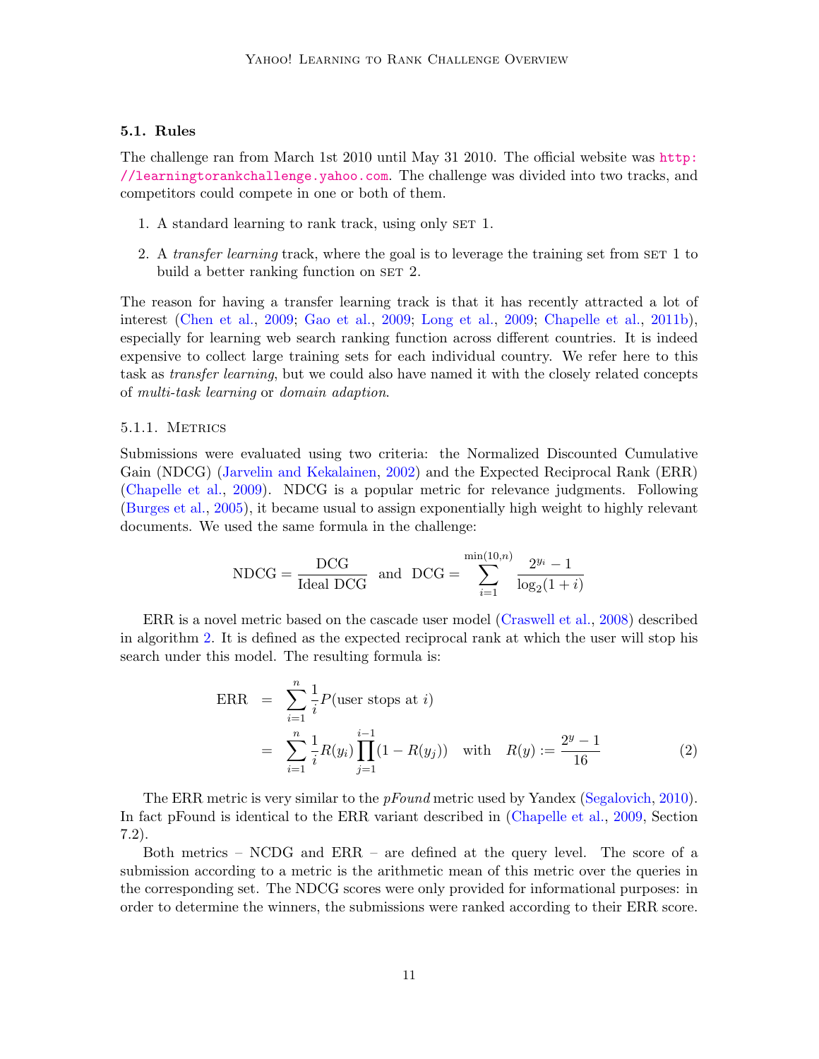### 5.1. Rules

The challenge ran from March 1st 2010 until May 31 2010. The official website was http://learningtorankchallenge.yahoo.com. The challenge was divided into two tracks, and competitors could compete in one or both of them.

1. A standard learning to rank track, using only SET 1.
2. A *transfer learning* track, where the goal is to leverage the training set from SET 1 to build a better ranking function on SET 2.

The reason for having a transfer learning track is that it has recently attracted a lot of interest (Chen et al., 2009; Gao et al., 2009; Long et al., 2009; Chapelle et al., 2011b), especially for learning web search ranking function across different countries. It is indeed expensive to collect large training sets for each individual country. We refer here to this task as *transfer learning*, but we could also have named it with the closely related concepts of *multi-task learning* or *domain adaption*.

#### 5.1.1. Metrics

Submissions were evaluated using two criteria: the Normalized Discounted Cumulative Gain (NDCG) (Jarvelin and Kekalainen, 2002) and the Expected Reciprocal Rank (ERR) (Chapelle et al., 2009). NDCG is a popular metric for relevance judgments. Following (Burges et al., 2005), it became usual to assign exponentially high weight to highly relevant documents. We used the same formula in the challenge:

$$\text{NDCG} = \frac{\text{DCG}}{\text{Ideal DCG}} \quad \text{and} \quad \text{DCG} = \sum_{i=1}^{\min(10,n)} \frac{2^{y_i} - 1}{\log_2(1+i)}$$

ERR is a novel metric based on the cascade user model (Craswell et al., 2008) described in algorithm 2. It is defined as the expected reciprocal rank at which the user will stop his search under this model. The resulting formula is:

$$\begin{aligned} \text{ERR} &= \sum_{i=1}^{n} \frac{1}{i} P(\text{user stops at } i) \\ &= \sum_{i=1}^{n} \frac{1}{i} R(y_i) \prod_{j=1}^{i-1} (1 - R(y_j)) \quad \text{with} \quad R(y) := \frac{2^y - 1}{16} \end{aligned} \tag{2}$$

The ERR metric is very similar to the *pFound* metric used by Yandex (Segalovich, 2010). In fact pFound is identical to the ERR variant described in (Chapelle et al., 2009, Section 7.2).

Both metrics – NCDG and ERR – are defined at the query level. The score of a submission according to a metric is the arithmetic mean of this metric over the queries in the corresponding set. The NDCG scores were only provided for informational purposes: in order to determine the winners, the submissions were ranked according to their ERR score.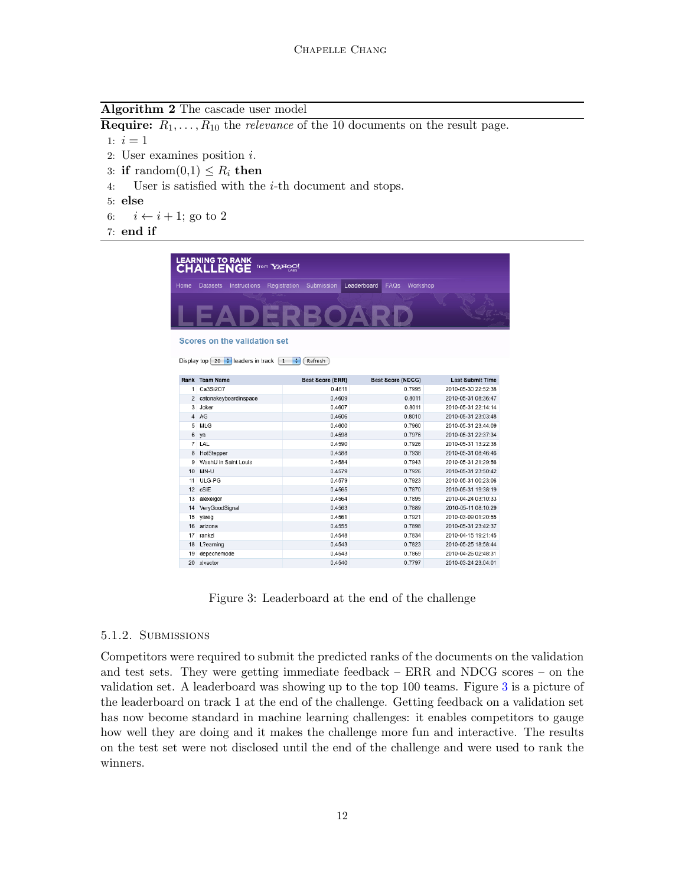**Algorithm 2** The cascade user model

**Require:** $R_1, \ldots, R_{10}$ the *relevance* of the 10 documents on the result page.

1: $i = 1$
2: User examines position $i$.
3: **if** random(0,1) $\leq R_i$ **then**
4: User is satisfied with the $i$-th document and stops.
5: **else**
6: $i \leftarrow i + 1$; go to 2
7: **end if**

LEARNING TO RANK CHALLENGE from YAHOO! LABS

Home | Datasets | Instructions | Registration | Submission | Leaderboard | FAQs | Workshop

LEADERBOARD

Scores on the validation set

Display top 20 leaders in track 1 Refresh

| Rank | Team Name | Best Score (ERR) | Best Score (NDCG) | Last Submit Time |
|---|---|---|---|---|
| 1 | Ca3Si2O7 | 0.4611 | 0.7995 | 2010-05-30 22:52:38 |
| 2 | catonakeyboardinspace | 0.4609 | 0.8011 | 2010-05-31 08:36:47 |
| 3 | Joker | 0.4607 | 0.8011 | 2010-05-31 22:14:14 |
| 4 | AG | 0.4606 | 0.8010 | 2010-05-31 23:03:48 |
| 5 | MLG | 0.4600 | 0.7960 | 2010-05-31 23:44:09 |
| 6 | ya | 0.4598 | 0.7976 | 2010-05-31 22:37:34 |
| 7 | LAL | 0.4590 | 0.7926 | 2010-05-31 13:22:38 |
| 8 | HotStepper | 0.4588 | 0.7938 | 2010-05-31 08:46:46 |
| 9 | WashU in Saint Louis | 0.4584 | 0.7943 | 2010-05-31 21:29:56 |
| 10 | MN-U | 0.4579 | 0.7926 | 2010-05-31 23:50:42 |
| 11 | ULG-PG | 0.4579 | 0.7923 | 2010-05-31 00:23:06 |
| 12 | cSIE | 0.4565 | 0.7870 | 2010-05-31 19:38:19 |
| 13 | alexeigor | 0.4564 | 0.7895 | 2010-04-24 03:10:33 |
| 14 | VeryGoodSignal | 0.4563 | 0.7889 | 2010-05-11 08:10:29 |
| 15 | yareg | 0.4561 | 0.7921 | 2010-03-09 01:20:55 |
| 16 | arizona | 0.4555 | 0.7896 | 2010-05-31 23:42:37 |
| 17 | rankzi | 0.4548 | 0.7834 | 2010-04-15 19:21:45 |
| 18 | L2earning | 0.4543 | 0.7823 | 2010-05-25 18:58:44 |
| 19 | depechemode | 0.4543 | 0.7869 | 2010-04-26 02:48:31 |
| 20 | xlvector | 0.4540 | 0.7797 | 2010-03-24 23:04:01 |

Figure 3: Leaderboard at the end of the challenge

#### 5.1.2. Submissions

Competitors were required to submit the predicted ranks of the documents on the validation and test sets. They were getting immediate feedback – ERR and NDCG scores – on the validation set. A leaderboard was showing up to the top 100 teams. Figure 3 is a picture of the leaderboard on track 1 at the end of the challenge. Getting feedback on a validation set has now become standard in machine learning challenges: it enables competitors to gauge how well they are doing and it makes the challenge more fun and interactive. The results on the test set were not disclosed until the end of the challenge and were used to rank the winners.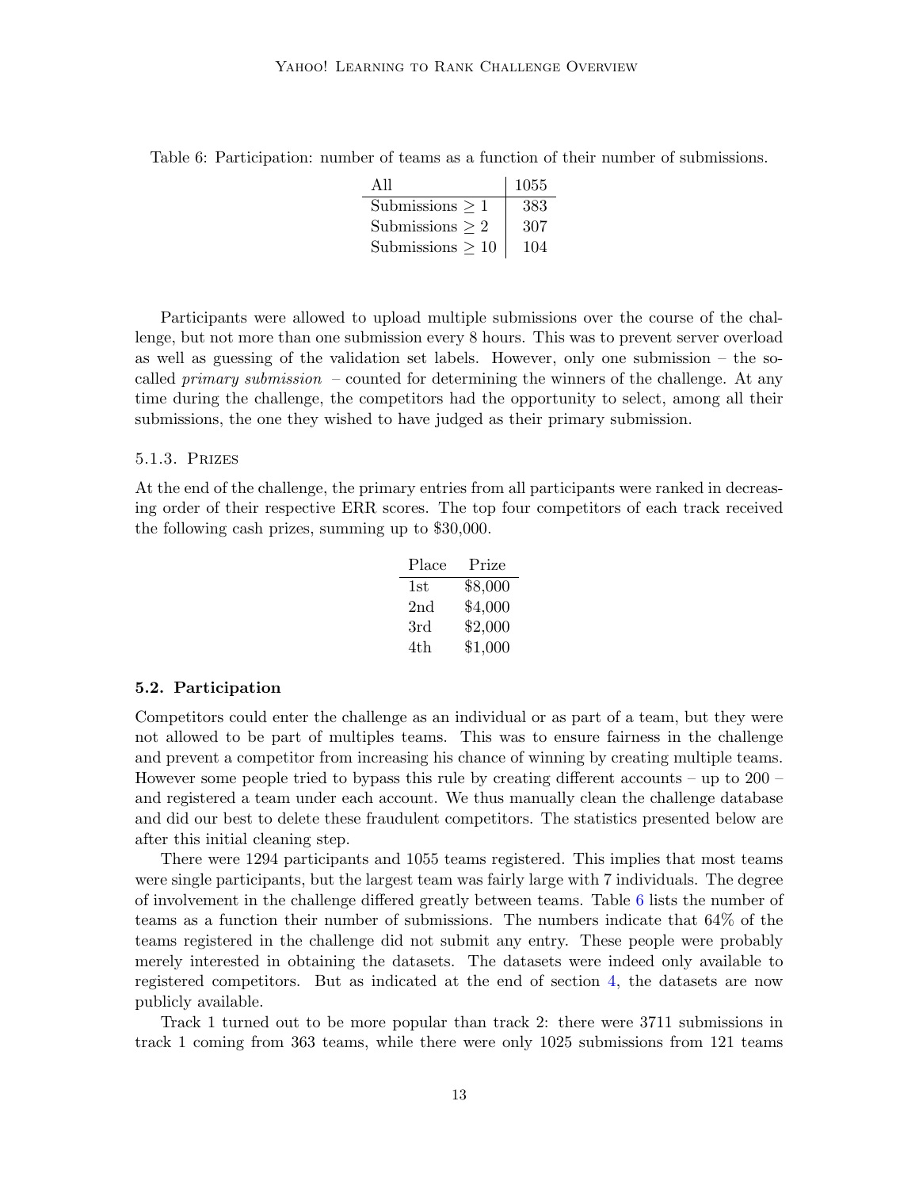Table 6: Participation: number of teams as a function of their number of submissions.

| All | 1055 |
|---|---|
| Submissions $\geq 1$ | 383 |
| Submissions $\geq 2$ | 307 |
| Submissions $\geq 10$ | 104 |

Participants were allowed to upload multiple submissions over the course of the challenge, but not more than one submission every 8 hours. This was to prevent server overload as well as guessing of the validation set labels. However, only one submission – the so-called *primary submission* – counted for determining the winners of the challenge. At any time during the challenge, the competitors had the opportunity to select, among all their submissions, the one they wished to have judged as their primary submission.

#### 5.1.3. Prizes

At the end of the challenge, the primary entries from all participants were ranked in decreasing order of their respective ERR scores. The top four competitors of each track received the following cash prizes, summing up to $30,000.

| Place | Prize |
|---|---|
| 1st | $8,000 |
| 2nd | $4,000 |
| 3rd | $2,000 |
| 4th | $1,000 |

### 5.2. Participation

Competitors could enter the challenge as an individual or as part of a team, but they were not allowed to be part of multiples teams. This was to ensure fairness in the challenge and prevent a competitor from increasing his chance of winning by creating multiple teams. However some people tried to bypass this rule by creating different accounts – up to 200 – and registered a team under each account. We thus manually clean the challenge database and did our best to delete these fraudulent competitors. The statistics presented below are after this initial cleaning step.

There were 1294 participants and 1055 teams registered. This implies that most teams were single participants, but the largest team was fairly large with 7 individuals. The degree of involvement in the challenge differed greatly between teams. Table 6 lists the number of teams as a function their number of submissions. The numbers indicate that 64% of the teams registered in the challenge did not submit any entry. These people were probably merely interested in obtaining the datasets. The datasets were indeed only available to registered competitors. But as indicated at the end of section 4, the datasets are now publicly available.

Track 1 turned out to be more popular than track 2: there were 3711 submissions in track 1 coming from 363 teams, while there were only 1025 submissions from 121 teams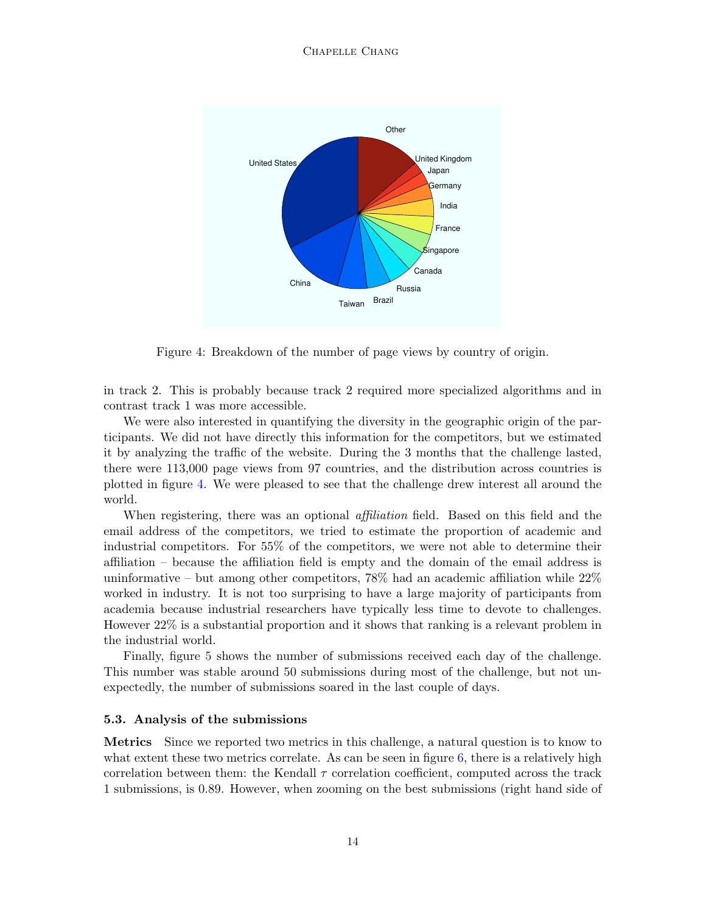Figure 4: Breakdown of the number of page views by country of origin.

in track 2. This is probably because track 2 required more specialized algorithms and in contrast track 1 was more accessible.

We were also interested in quantifying the diversity in the geographic origin of the participants. We did not have directly this information for the competitors, but we estimated it by analyzing the traffic of the website. During the 3 months that the challenge lasted, there were 113,000 page views from 97 countries, and the distribution across countries is plotted in figure 4. We were pleased to see that the challenge drew interest all around the world.

When registering, there was an optional *affiliation* field. Based on this field and the email address of the competitors, we tried to estimate the proportion of academic and industrial competitors. For 55% of the competitors, we were not able to determine their affiliation – because the affiliation field is empty and the domain of the email address is uninformative – but among other competitors, 78% had an academic affiliation while 22% worked in industry. It is not too surprising to have a large majority of participants from academia because industrial researchers have typically less time to devote to challenges. However 22% is a substantial proportion and it shows that ranking is a relevant problem in the industrial world.

Finally, figure 5 shows the number of submissions received each day of the challenge. This number was stable around 50 submissions during most of the challenge, but not unexpectedly, the number of submissions soared in the last couple of days.

### 5.3. Analysis of the submissions

**Metrics** Since we reported two metrics in this challenge, a natural question is to know to what extent these two metrics correlate. As can be seen in figure 6, there is a relatively high correlation between them: the Kendall $\tau$ correlation coefficient, computed across the track 1 submissions, is 0.89. However, when zooming on the best submissions (right hand side of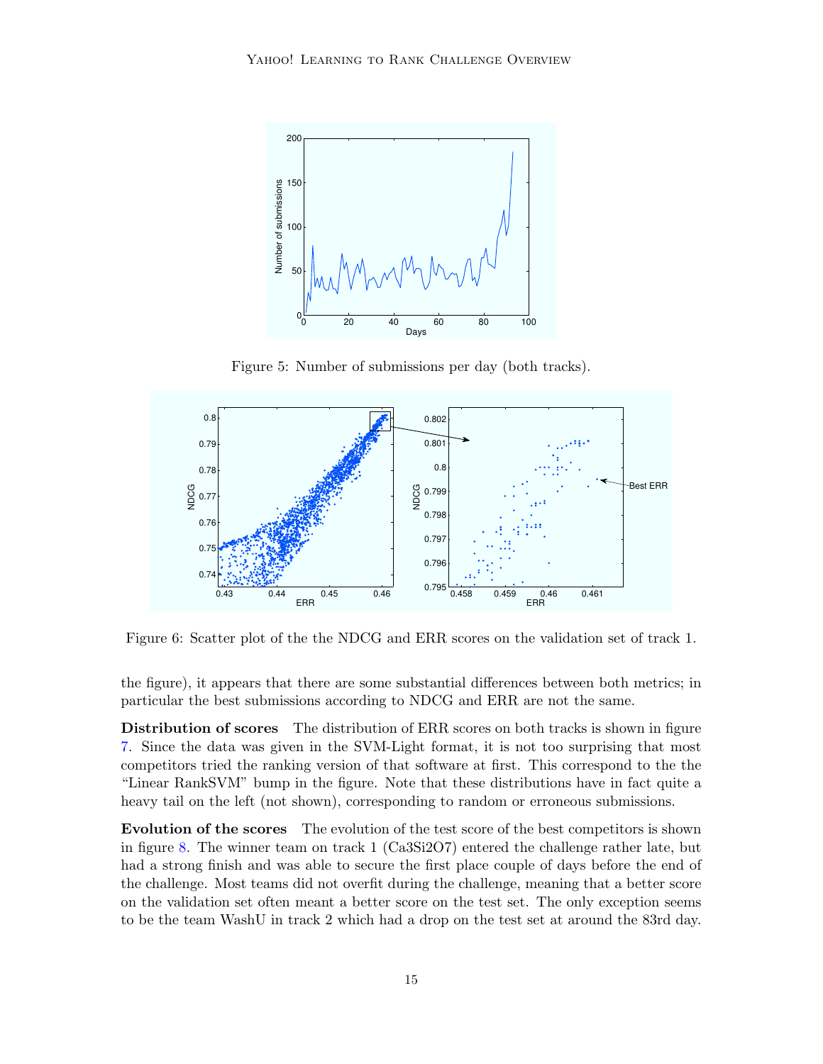Figure 5: Number of submissions per day (both tracks).

Figure 6: Scatter plot of the the NDCG and ERR scores on the validation set of track 1.

the figure), it appears that there are some substantial differences between both metrics; in particular the best submissions according to NDCG and ERR are not the same.

**Distribution of scores** The distribution of ERR scores on both tracks is shown in figure 7. Since the data was given in the SVM-Light format, it is not too surprising that most competitors tried the ranking version of that software at first. This correspond to the the "Linear RankSVM" bump in the figure. Note that these distributions have in fact quite a heavy tail on the left (not shown), corresponding to random or erroneous submissions.

**Evolution of the scores** The evolution of the test score of the best competitors is shown in figure 8. The winner team on track 1 (Ca3Si2O7) entered the challenge rather late, but had a strong finish and was able to secure the first place couple of days before the end of the challenge. Most teams did not overfit during the challenge, meaning that a better score on the validation set often meant a better score on the test set. The only exception seems to be the team WashU in track 2 which had a drop on the test set at around the 83rd day.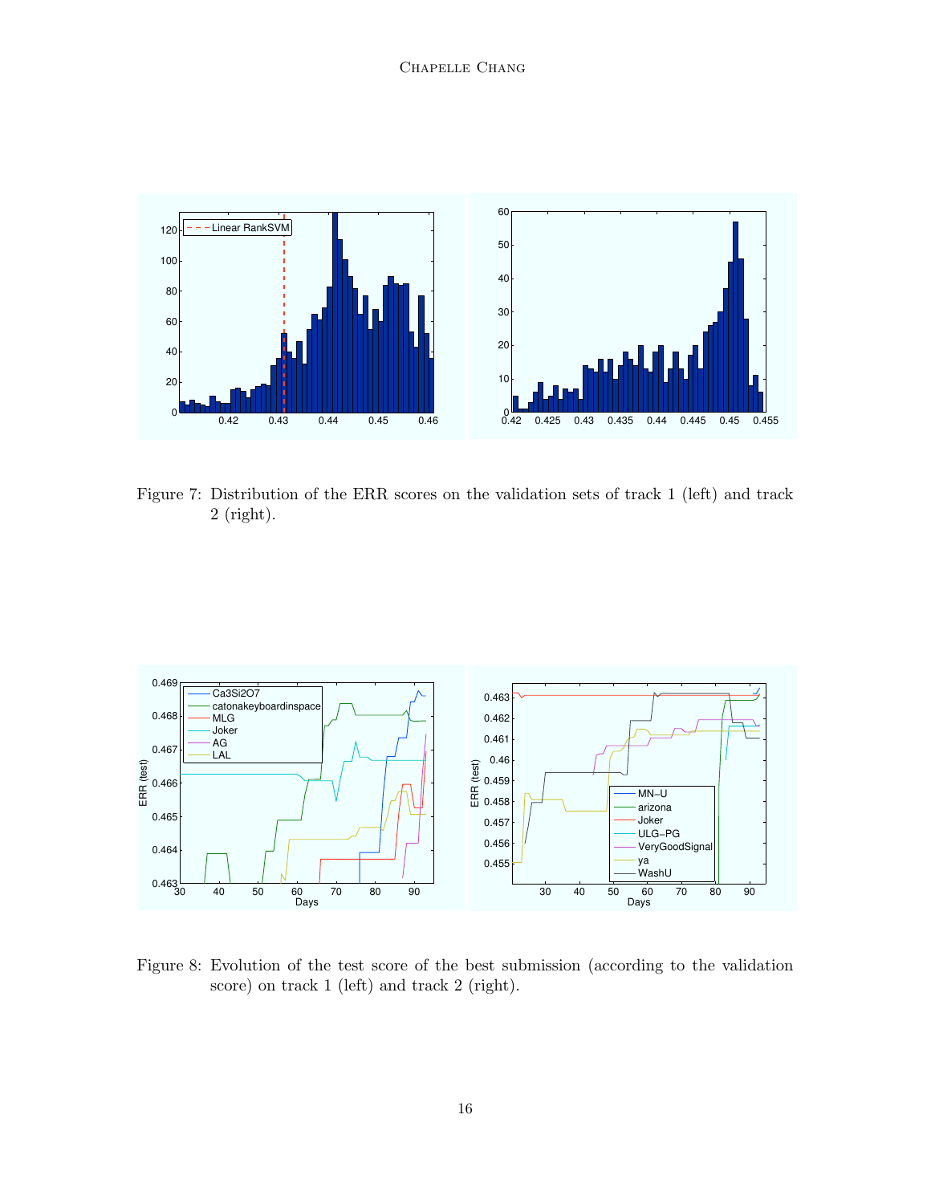Figure 7: Distribution of the ERR scores on the validation sets of track 1 (left) and track 2 (right).

Figure 8: Evolution of the test score of the best submission (according to the validation score) on track 1 (left) and track 2 (right).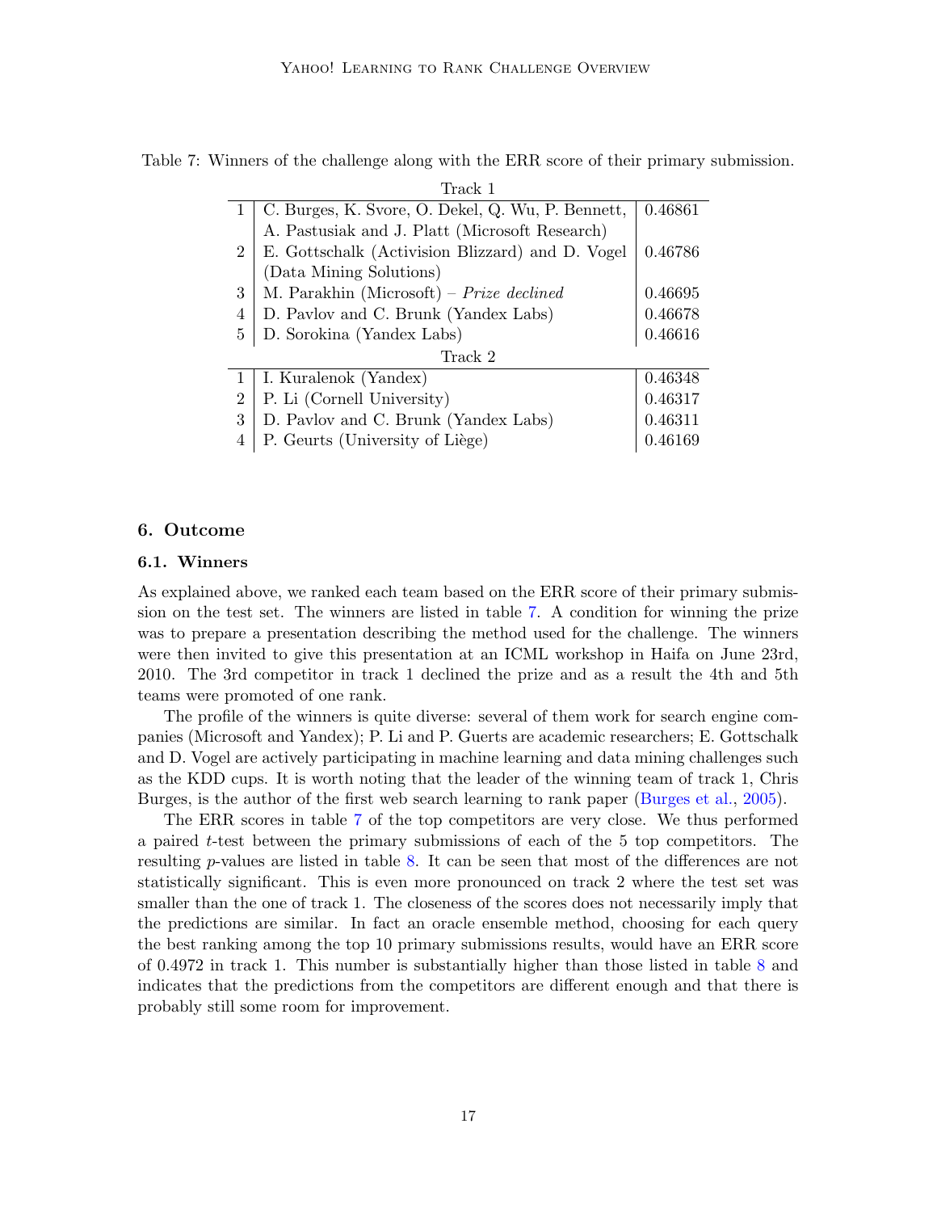Table 7: Winners of the challenge along with the ERR score of their primary submission.

| Rank | Winner | ERR |
|---|---|---|
| **Track 1** | | |
| 1 | C. Burges, K. Svore, O. Dekel, Q. Wu, P. Bennett, A. Pastusiak and J. Platt (Microsoft Research) | 0.46861 |
| 2 | E. Gottschalk (Activision Blizzard) and D. Vogel (Data Mining Solutions) | 0.46786 |
| 3 | M. Parakhin (Microsoft) – *Prize declined* | 0.46695 |
| 4 | D. Pavlov and C. Brunk (Yandex Labs) | 0.46678 |
| 5 | D. Sorokina (Yandex Labs) | 0.46616 |
| **Track 2** | | |
| 1 | I. Kuralenok (Yandex) | 0.46348 |
| 2 | P. Li (Cornell University) | 0.46317 |
| 3 | D. Pavlov and C. Brunk (Yandex Labs) | 0.46311 |
| 4 | P. Geurts (University of Liège) | 0.46169 |

## 6. Outcome

### 6.1. Winners

As explained above, we ranked each team based on the ERR score of their primary submission on the test set. The winners are listed in table 7. A condition for winning the prize was to prepare a presentation describing the method used for the challenge. The winners were then invited to give this presentation at an ICML workshop in Haifa on June 23rd, 2010. The 3rd competitor in track 1 declined the prize and as a result the 4th and 5th teams were promoted of one rank.

The profile of the winners is quite diverse: several of them work for search engine companies (Microsoft and Yandex); P. Li and P. Guerts are academic researchers; E. Gottschalk and D. Vogel are actively participating in machine learning and data mining challenges such as the KDD cups. It is worth noting that the leader of the winning team of track 1, Chris Burges, is the author of the first web search learning to rank paper (Burges et al., 2005).

The ERR scores in table 7 of the top competitors are very close. We thus performed a paired $t$-test between the primary submissions of each of the 5 top competitors. The resulting $p$-values are listed in table 8. It can be seen that most of the differences are not statistically significant. This is even more pronounced on track 2 where the test set was smaller than the one of track 1. The closeness of the scores does not necessarily imply that the predictions are similar. In fact an oracle ensemble method, choosing for each query the best ranking among the top 10 primary submissions results, would have an ERR score of 0.4972 in track 1. This number is substantially higher than those listed in table 8 and indicates that the predictions from the competitors are different enough and that there is probably still some room for improvement.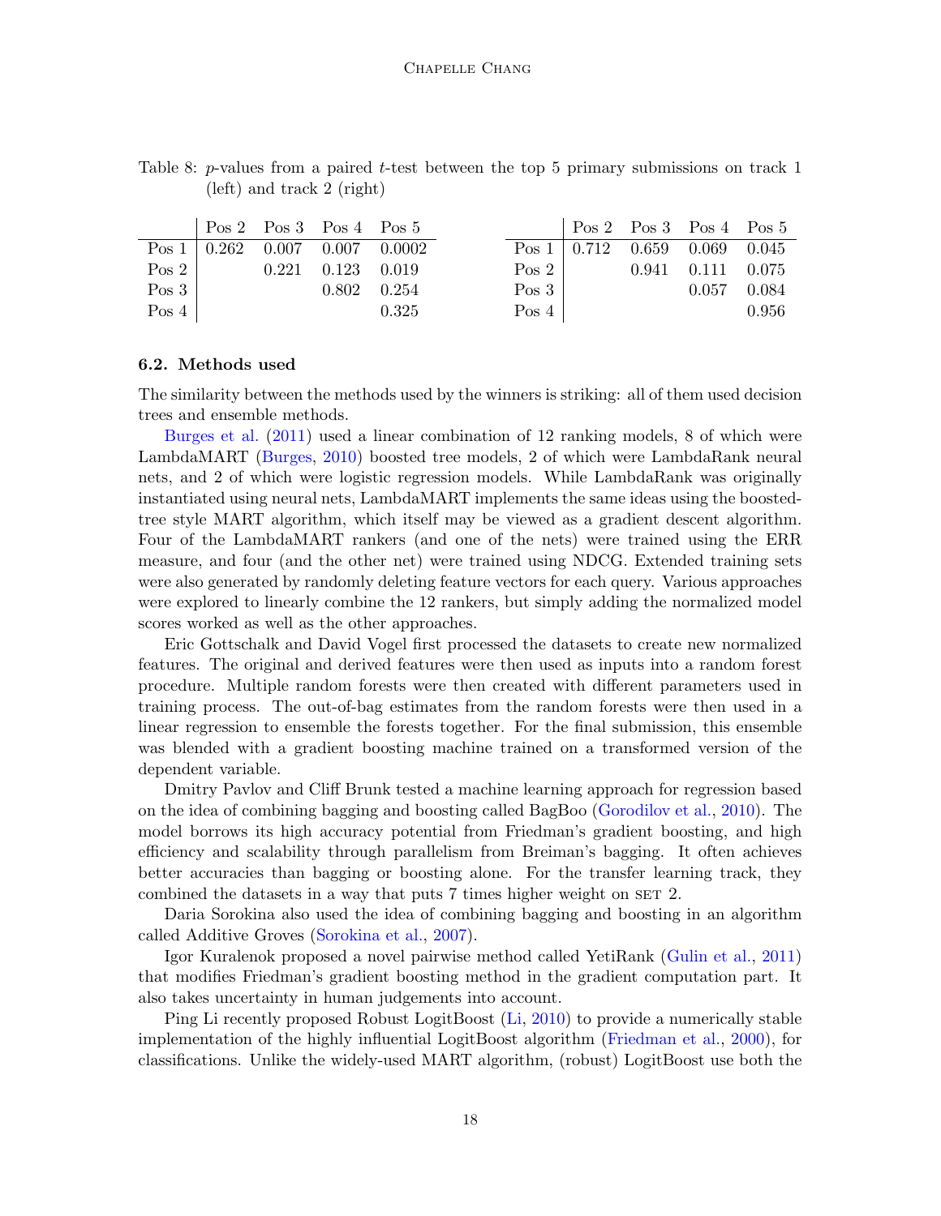Table 8: $p$-values from a paired $t$-test between the top 5 primary submissions on track 1 (left) and track 2 (right)

| | Pos 2 | Pos 3 | Pos 4 | Pos 5 |
|---|---|---|---|---|
| Pos 1 | 0.262 | 0.007 | 0.007 | 0.0002 |
| Pos 2 | | 0.221 | 0.123 | 0.019 |
| Pos 3 | | | 0.802 | 0.254 |
| Pos 4 | | | | 0.325 |

| | Pos 2 | Pos 3 | Pos 4 | Pos 5 |
|---|---|---|---|---|
| Pos 1 | 0.712 | 0.659 | 0.069 | 0.045 |
| Pos 2 | | 0.941 | 0.111 | 0.075 |
| Pos 3 | | | 0.057 | 0.084 |
| Pos 4 | | | | 0.956 |

### 6.2. Methods used

The similarity between the methods used by the winners is striking: all of them used decision trees and ensemble methods.

Burges et al. (2011) used a linear combination of 12 ranking models, 8 of which were LambdaMART (Burges, 2010) boosted tree models, 2 of which were LambdaRank neural nets, and 2 of which were logistic regression models. While LambdaRank was originally instantiated using neural nets, LambdaMART implements the same ideas using the boosted-tree style MART algorithm, which itself may be viewed as a gradient descent algorithm. Four of the LambdaMART rankers (and one of the nets) were trained using the ERR measure, and four (and the other net) were trained using NDCG. Extended training sets were also generated by randomly deleting feature vectors for each query. Various approaches were explored to linearly combine the 12 rankers, but simply adding the normalized model scores worked as well as the other approaches.

Eric Gottschalk and David Vogel first processed the datasets to create new normalized features. The original and derived features were then used as inputs into a random forest procedure. Multiple random forests were then created with different parameters used in training process. The out-of-bag estimates from the random forests were then used in a linear regression to ensemble the forests together. For the final submission, this ensemble was blended with a gradient boosting machine trained on a transformed version of the dependent variable.

Dmitry Pavlov and Cliff Brunk tested a machine learning approach for regression based on the idea of combining bagging and boosting called BagBoo (Gorodilov et al., 2010). The model borrows its high accuracy potential from Friedman's gradient boosting, and high efficiency and scalability through parallelism from Breiman's bagging. It often achieves better accuracies than bagging or boosting alone. For the transfer learning track, they combined the datasets in a way that puts 7 times higher weight on SET 2.

Daria Sorokina also used the idea of combining bagging and boosting in an algorithm called Additive Groves (Sorokina et al., 2007).

Igor Kuralenok proposed a novel pairwise method called YetiRank (Gulin et al., 2011) that modifies Friedman's gradient boosting method in the gradient computation part. It also takes uncertainty in human judgements into account.

Ping Li recently proposed Robust LogitBoost (Li, 2010) to provide a numerically stable implementation of the highly influential LogitBoost algorithm (Friedman et al., 2000), for classifications. Unlike the widely-used MART algorithm, (robust) LogitBoost use both the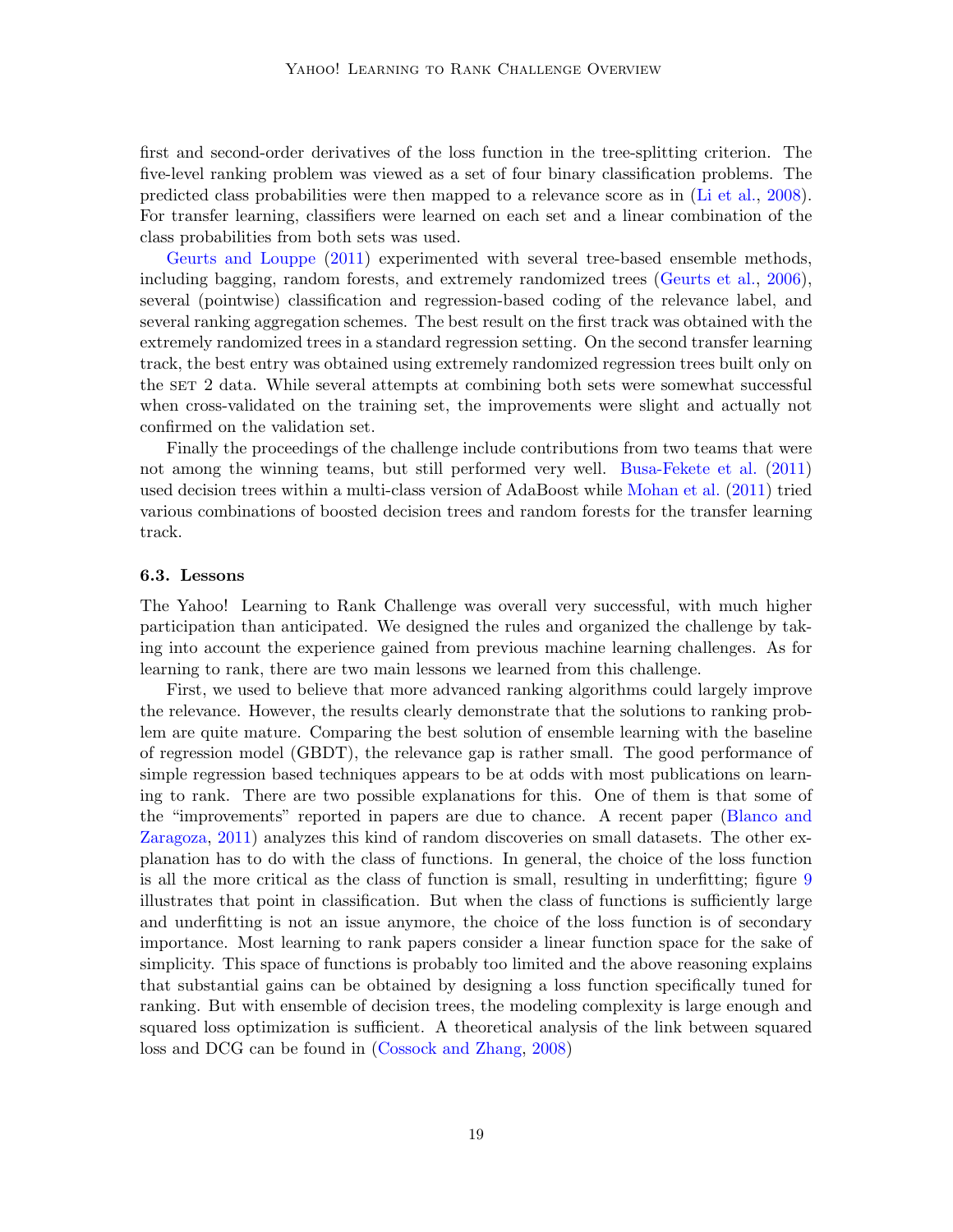first and second-order derivatives of the loss function in the tree-splitting criterion. The five-level ranking problem was viewed as a set of four binary classification problems. The predicted class probabilities were then mapped to a relevance score as in (Li et al., 2008). For transfer learning, classifiers were learned on each set and a linear combination of the class probabilities from both sets was used.

Geurts and Louppe (2011) experimented with several tree-based ensemble methods, including bagging, random forests, and extremely randomized trees (Geurts et al., 2006), several (pointwise) classification and regression-based coding of the relevance label, and several ranking aggregation schemes. The best result on the first track was obtained with the extremely randomized trees in a standard regression setting. On the second transfer learning track, the best entry was obtained using extremely randomized regression trees built only on the SET 2 data. While several attempts at combining both sets were somewhat successful when cross-validated on the training set, the improvements were slight and actually not confirmed on the validation set.

Finally the proceedings of the challenge include contributions from two teams that were not among the winning teams, but still performed very well. Busa-Fekete et al. (2011) used decision trees within a multi-class version of AdaBoost while Mohan et al. (2011) tried various combinations of boosted decision trees and random forests for the transfer learning track.

### 6.3. Lessons

The Yahoo! Learning to Rank Challenge was overall very successful, with much higher participation than anticipated. We designed the rules and organized the challenge by taking into account the experience gained from previous machine learning challenges. As for learning to rank, there are two main lessons we learned from this challenge.

First, we used to believe that more advanced ranking algorithms could largely improve the relevance. However, the results clearly demonstrate that the solutions to ranking problem are quite mature. Comparing the best solution of ensemble learning with the baseline of regression model (GBDT), the relevance gap is rather small. The good performance of simple regression based techniques appears to be at odds with most publications on learning to rank. There are two possible explanations for this. One of them is that some of the "improvements" reported in papers are due to chance. A recent paper (Blanco and Zaragoza, 2011) analyzes this kind of random discoveries on small datasets. The other explanation has to do with the class of functions. In general, the choice of the loss function is all the more critical as the class of function is small, resulting in underfitting; figure 9 illustrates that point in classification. But when the class of functions is sufficiently large and underfitting is not an issue anymore, the choice of the loss function is of secondary importance. Most learning to rank papers consider a linear function space for the sake of simplicity. This space of functions is probably too limited and the above reasoning explains that substantial gains can be obtained by designing a loss function specifically tuned for ranking. But with ensemble of decision trees, the modeling complexity is large enough and squared loss optimization is sufficient. A theoretical analysis of the link between squared loss and DCG can be found in (Cossock and Zhang, 2008)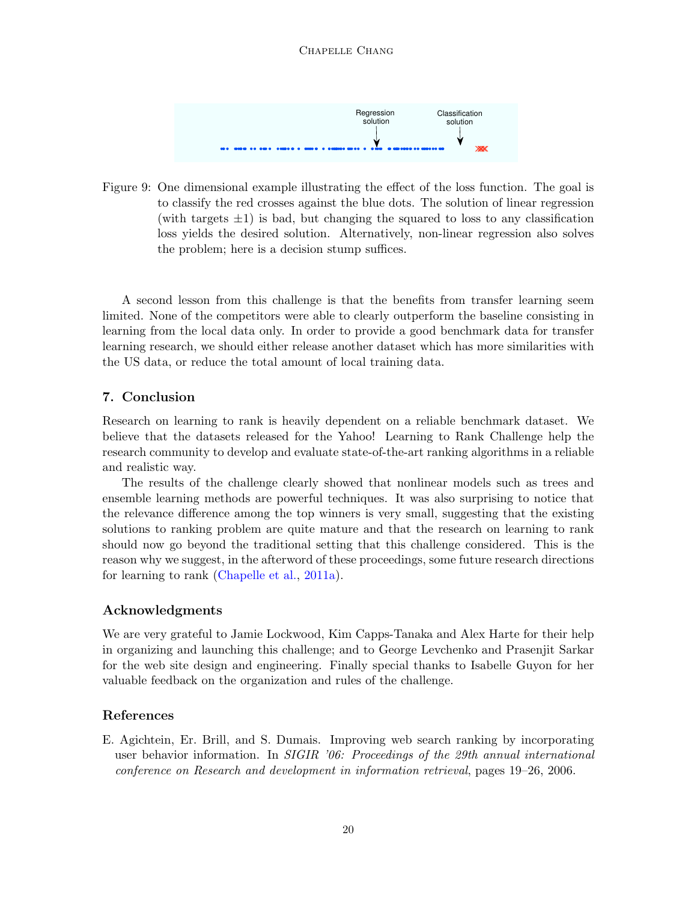Figure 9: One dimensional example illustrating the effect of the loss function. The goal is to classify the red crosses against the blue dots. The solution of linear regression (with targets $\pm 1$) is bad, but changing the squared to loss to any classification loss yields the desired solution. Alternatively, non-linear regression also solves the problem; here is a decision stump suffices.

A second lesson from this challenge is that the benefits from transfer learning seem limited. None of the competitors were able to clearly outperform the baseline consisting in learning from the local data only. In order to provide a good benchmark data for transfer learning research, we should either release another dataset which has more similarities with the US data, or reduce the total amount of local training data.

## 7. Conclusion

Research on learning to rank is heavily dependent on a reliable benchmark dataset. We believe that the datasets released for the Yahoo! Learning to Rank Challenge help the research community to develop and evaluate state-of-the-art ranking algorithms in a reliable and realistic way.

The results of the challenge clearly showed that nonlinear models such as trees and ensemble learning methods are powerful techniques. It was also surprising to notice that the relevance difference among the top winners is very small, suggesting that the existing solutions to ranking problem are quite mature and that the research on learning to rank should now go beyond the traditional setting that this challenge considered. This is the reason why we suggest, in the afterword of these proceedings, some future research directions for learning to rank (Chapelle et al., 2011a).

### Acknowledgments

We are very grateful to Jamie Lockwood, Kim Capps-Tanaka and Alex Harte for their help in organizing and launching this challenge; and to George Levchenko and Prasenjit Sarkar for the web site design and engineering. Finally special thanks to Isabelle Guyon for her valuable feedback on the organization and rules of the challenge.

### References

E. Agichtein, Er. Brill, and S. Dumais. Improving web search ranking by incorporating user behavior information. In *SIGIR '06: Proceedings of the 29th annual international conference on Research and development in information retrieval*, pages 19–26, 2006.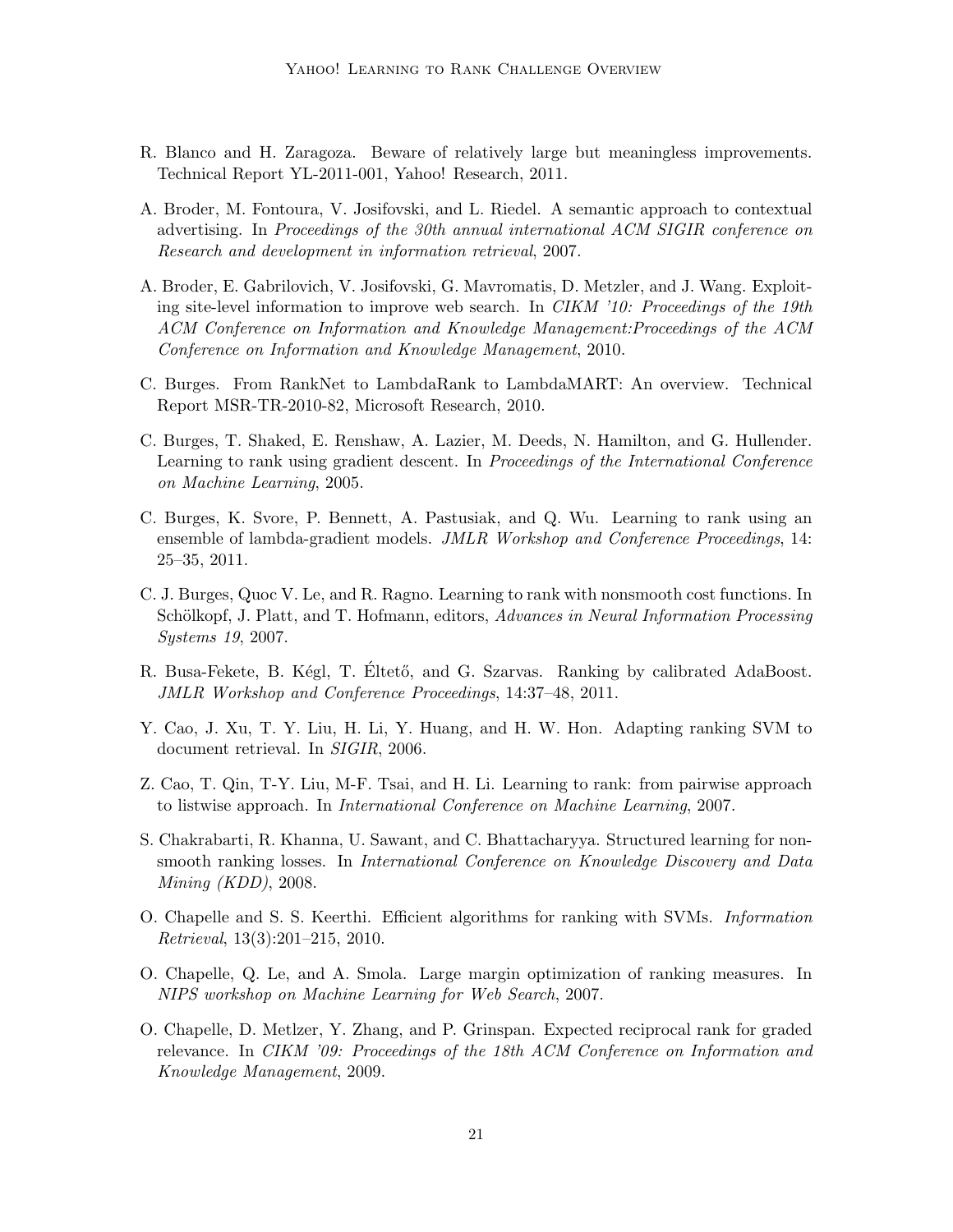R. Blanco and H. Zaragoza. Beware of relatively large but meaningless improvements. Technical Report YL-2011-001, Yahoo! Research, 2011.

A. Broder, M. Fontoura, V. Josifovski, and L. Riedel. A semantic approach to contextual advertising. In *Proceedings of the 30th annual international ACM SIGIR conference on Research and development in information retrieval*, 2007.

A. Broder, E. Gabrilovich, V. Josifovski, G. Mavromatis, D. Metzler, and J. Wang. Exploiting site-level information to improve web search. In *CIKM '10: Proceedings of the 19th ACM Conference on Information and Knowledge Management:Proceedings of the ACM Conference on Information and Knowledge Management*, 2010.

C. Burges. From RankNet to LambdaRank to LambdaMART: An overview. Technical Report MSR-TR-2010-82, Microsoft Research, 2010.

C. Burges, T. Shaked, E. Renshaw, A. Lazier, M. Deeds, N. Hamilton, and G. Hullender. Learning to rank using gradient descent. In *Proceedings of the International Conference on Machine Learning*, 2005.

C. Burges, K. Svore, P. Bennett, A. Pastusiak, and Q. Wu. Learning to rank using an ensemble of lambda-gradient models. *JMLR Workshop and Conference Proceedings*, 14: 25–35, 2011.

C. J. Burges, Quoc V. Le, and R. Ragno. Learning to rank with nonsmooth cost functions. In Schölkopf, J. Platt, and T. Hofmann, editors, *Advances in Neural Information Processing Systems 19*, 2007.

R. Busa-Fekete, B. Kégl, T. Éltető, and G. Szarvas. Ranking by calibrated AdaBoost. *JMLR Workshop and Conference Proceedings*, 14:37–48, 2011.

Y. Cao, J. Xu, T. Y. Liu, H. Li, Y. Huang, and H. W. Hon. Adapting ranking SVM to document retrieval. In *SIGIR*, 2006.

Z. Cao, T. Qin, T-Y. Liu, M-F. Tsai, and H. Li. Learning to rank: from pairwise approach to listwise approach. In *International Conference on Machine Learning*, 2007.

S. Chakrabarti, R. Khanna, U. Sawant, and C. Bhattacharyya. Structured learning for non-smooth ranking losses. In *International Conference on Knowledge Discovery and Data Mining (KDD)*, 2008.

O. Chapelle and S. S. Keerthi. Efficient algorithms for ranking with SVMs. *Information Retrieval*, 13(3):201–215, 2010.

O. Chapelle, Q. Le, and A. Smola. Large margin optimization of ranking measures. In *NIPS workshop on Machine Learning for Web Search*, 2007.

O. Chapelle, D. Metlzer, Y. Zhang, and P. Grinspan. Expected reciprocal rank for graded relevance. In *CIKM '09: Proceedings of the 18th ACM Conference on Information and Knowledge Management*, 2009.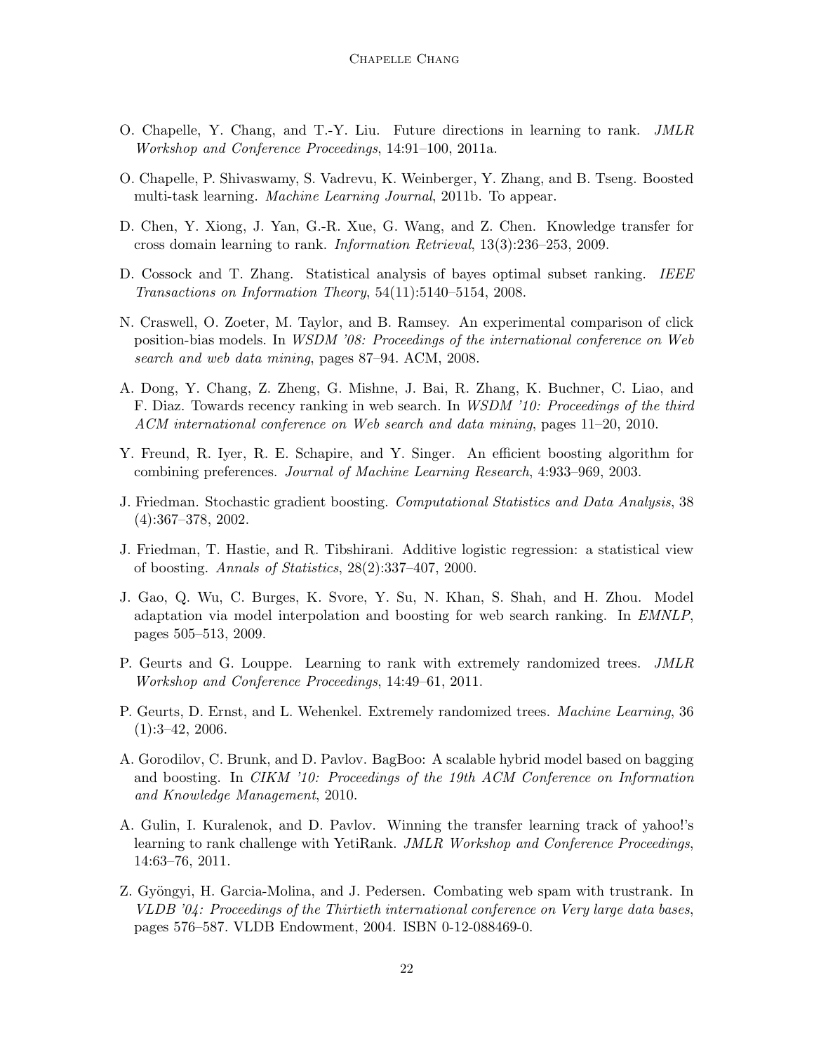O. Chapelle, Y. Chang, and T.-Y. Liu. Future directions in learning to rank. *JMLR Workshop and Conference Proceedings*, 14:91–100, 2011a.

O. Chapelle, P. Shivaswamy, S. Vadrevu, K. Weinberger, Y. Zhang, and B. Tseng. Boosted multi-task learning. *Machine Learning Journal*, 2011b. To appear.

D. Chen, Y. Xiong, J. Yan, G.-R. Xue, G. Wang, and Z. Chen. Knowledge transfer for cross domain learning to rank. *Information Retrieval*, 13(3):236–253, 2009.

D. Cossock and T. Zhang. Statistical analysis of bayes optimal subset ranking. *IEEE Transactions on Information Theory*, 54(11):5140–5154, 2008.

N. Craswell, O. Zoeter, M. Taylor, and B. Ramsey. An experimental comparison of click position-bias models. In *WSDM '08: Proceedings of the international conference on Web search and web data mining*, pages 87–94. ACM, 2008.

A. Dong, Y. Chang, Z. Zheng, G. Mishne, J. Bai, R. Zhang, K. Buchner, C. Liao, and F. Diaz. Towards recency ranking in web search. In *WSDM '10: Proceedings of the third ACM international conference on Web search and data mining*, pages 11–20, 2010.

Y. Freund, R. Iyer, R. E. Schapire, and Y. Singer. An efficient boosting algorithm for combining preferences. *Journal of Machine Learning Research*, 4:933–969, 2003.

J. Friedman. Stochastic gradient boosting. *Computational Statistics and Data Analysis*, 38 (4):367–378, 2002.

J. Friedman, T. Hastie, and R. Tibshirani. Additive logistic regression: a statistical view of boosting. *Annals of Statistics*, 28(2):337–407, 2000.

J. Gao, Q. Wu, C. Burges, K. Svore, Y. Su, N. Khan, S. Shah, and H. Zhou. Model adaptation via model interpolation and boosting for web search ranking. In *EMNLP*, pages 505–513, 2009.

P. Geurts and G. Louppe. Learning to rank with extremely randomized trees. *JMLR Workshop and Conference Proceedings*, 14:49–61, 2011.

P. Geurts, D. Ernst, and L. Wehenkel. Extremely randomized trees. *Machine Learning*, 36 (1):3–42, 2006.

A. Gorodilov, C. Brunk, and D. Pavlov. BagBoo: A scalable hybrid model based on bagging and boosting. In *CIKM '10: Proceedings of the 19th ACM Conference on Information and Knowledge Management*, 2010.

A. Gulin, I. Kuralenok, and D. Pavlov. Winning the transfer learning track of yahoo!'s learning to rank challenge with YetiRank. *JMLR Workshop and Conference Proceedings*, 14:63–76, 2011.

Z. Gyöngyi, H. Garcia-Molina, and J. Pedersen. Combating web spam with trustrank. In *VLDB '04: Proceedings of the Thirtieth international conference on Very large data bases*, pages 576–587. VLDB Endowment, 2004. ISBN 0-12-088469-0.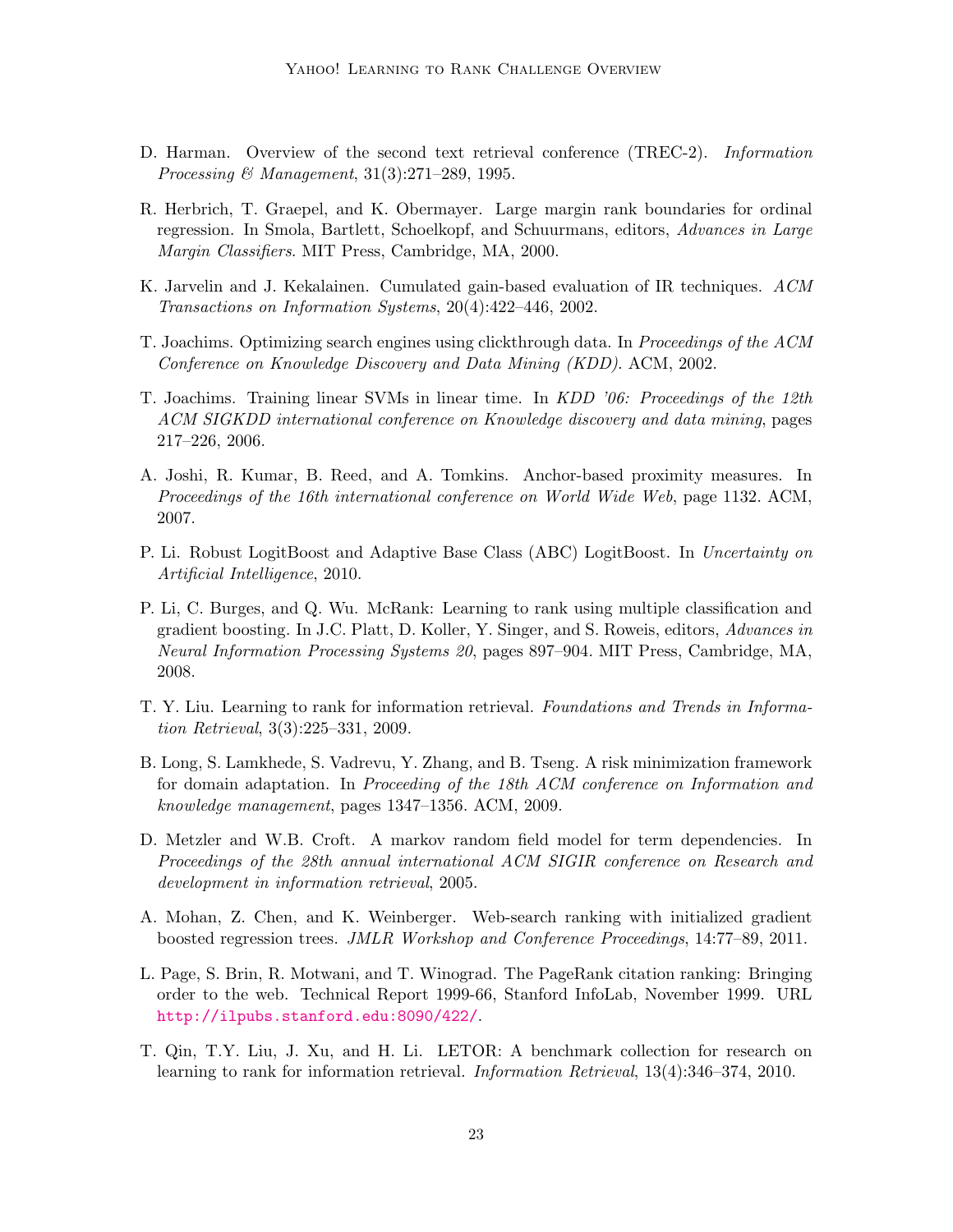D. Harman. Overview of the second text retrieval conference (TREC-2). *Information Processing & Management*, 31(3):271–289, 1995.

R. Herbrich, T. Graepel, and K. Obermayer. Large margin rank boundaries for ordinal regression. In Smola, Bartlett, Schoelkopf, and Schuurmans, editors, *Advances in Large Margin Classifiers*. MIT Press, Cambridge, MA, 2000.

K. Jarvelin and J. Kekalainen. Cumulated gain-based evaluation of IR techniques. *ACM Transactions on Information Systems*, 20(4):422–446, 2002.

T. Joachims. Optimizing search engines using clickthrough data. In *Proceedings of the ACM Conference on Knowledge Discovery and Data Mining (KDD)*. ACM, 2002.

T. Joachims. Training linear SVMs in linear time. In *KDD '06: Proceedings of the 12th ACM SIGKDD international conference on Knowledge discovery and data mining*, pages 217–226, 2006.

A. Joshi, R. Kumar, B. Reed, and A. Tomkins. Anchor-based proximity measures. In *Proceedings of the 16th international conference on World Wide Web*, page 1132. ACM, 2007.

P. Li. Robust LogitBoost and Adaptive Base Class (ABC) LogitBoost. In *Uncertainty on Artificial Intelligence*, 2010.

P. Li, C. Burges, and Q. Wu. McRank: Learning to rank using multiple classification and gradient boosting. In J.C. Platt, D. Koller, Y. Singer, and S. Roweis, editors, *Advances in Neural Information Processing Systems 20*, pages 897–904. MIT Press, Cambridge, MA, 2008.

T. Y. Liu. Learning to rank for information retrieval. *Foundations and Trends in Information Retrieval*, 3(3):225–331, 2009.

B. Long, S. Lamkhede, S. Vadrevu, Y. Zhang, and B. Tseng. A risk minimization framework for domain adaptation. In *Proceeding of the 18th ACM conference on Information and knowledge management*, pages 1347–1356. ACM, 2009.

D. Metzler and W.B. Croft. A markov random field model for term dependencies. In *Proceedings of the 28th annual international ACM SIGIR conference on Research and development in information retrieval*, 2005.

A. Mohan, Z. Chen, and K. Weinberger. Web-search ranking with initialized gradient boosted regression trees. *JMLR Workshop and Conference Proceedings*, 14:77–89, 2011.

L. Page, S. Brin, R. Motwani, and T. Winograd. The PageRank citation ranking: Bringing order to the web. Technical Report 1999-66, Stanford InfoLab, November 1999. URL http://ilpubs.stanford.edu:8090/422/.

T. Qin, T.Y. Liu, J. Xu, and H. Li. LETOR: A benchmark collection for research on learning to rank for information retrieval. *Information Retrieval*, 13(4):346–374, 2010.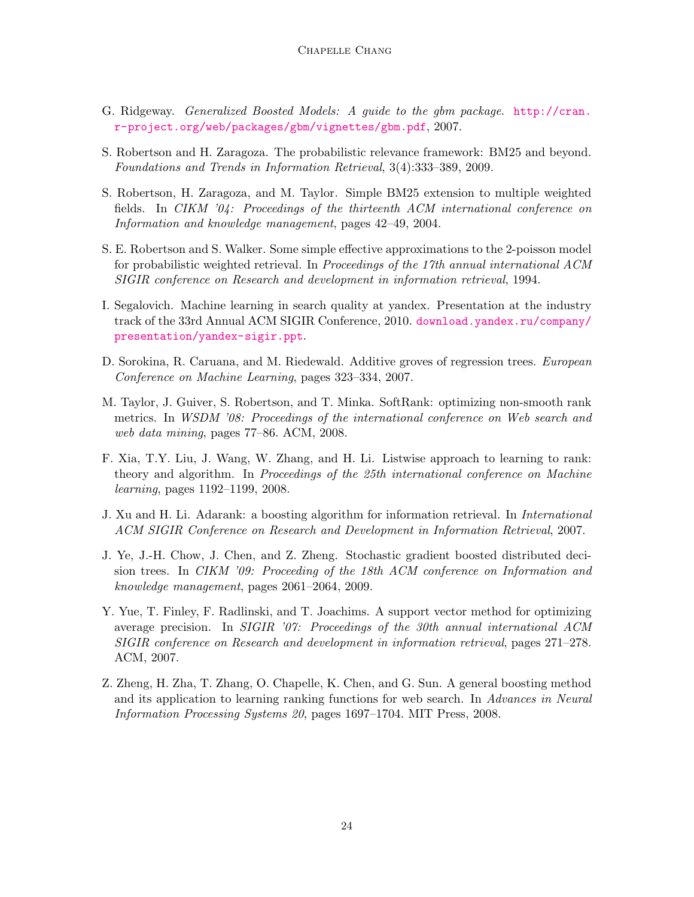G. Ridgeway. *Generalized Boosted Models: A guide to the gbm package*. http://cran.r-project.org/web/packages/gbm/vignettes/gbm.pdf, 2007.

S. Robertson and H. Zaragoza. The probabilistic relevance framework: BM25 and beyond. *Foundations and Trends in Information Retrieval*, 3(4):333–389, 2009.

S. Robertson, H. Zaragoza, and M. Taylor. Simple BM25 extension to multiple weighted fields. In *CIKM '04: Proceedings of the thirteenth ACM international conference on Information and knowledge management*, pages 42–49, 2004.

S. E. Robertson and S. Walker. Some simple effective approximations to the 2-poisson model for probabilistic weighted retrieval. In *Proceedings of the 17th annual international ACM SIGIR conference on Research and development in information retrieval*, 1994.

I. Segalovich. Machine learning in search quality at yandex. Presentation at the industry track of the 33rd Annual ACM SIGIR Conference, 2010. download.yandex.ru/company/presentation/yandex-sigir.ppt.

D. Sorokina, R. Caruana, and M. Riedewald. Additive groves of regression trees. *European Conference on Machine Learning*, pages 323–334, 2007.

M. Taylor, J. Guiver, S. Robertson, and T. Minka. SoftRank: optimizing non-smooth rank metrics. In *WSDM '08: Proceedings of the international conference on Web search and web data mining*, pages 77–86. ACM, 2008.

F. Xia, T.Y. Liu, J. Wang, W. Zhang, and H. Li. Listwise approach to learning to rank: theory and algorithm. In *Proceedings of the 25th international conference on Machine learning*, pages 1192–1199, 2008.

J. Xu and H. Li. Adarank: a boosting algorithm for information retrieval. In *International ACM SIGIR Conference on Research and Development in Information Retrieval*, 2007.

J. Ye, J.-H. Chow, J. Chen, and Z. Zheng. Stochastic gradient boosted distributed decision trees. In *CIKM '09: Proceeding of the 18th ACM conference on Information and knowledge management*, pages 2061–2064, 2009.

Y. Yue, T. Finley, F. Radlinski, and T. Joachims. A support vector method for optimizing average precision. In *SIGIR '07: Proceedings of the 30th annual international ACM SIGIR conference on Research and development in information retrieval*, pages 271–278. ACM, 2007.

Z. Zheng, H. Zha, T. Zhang, O. Chapelle, K. Chen, and G. Sun. A general boosting method and its application to learning ranking functions for web search. In *Advances in Neural Information Processing Systems 20*, pages 1697–1704. MIT Press, 2008.